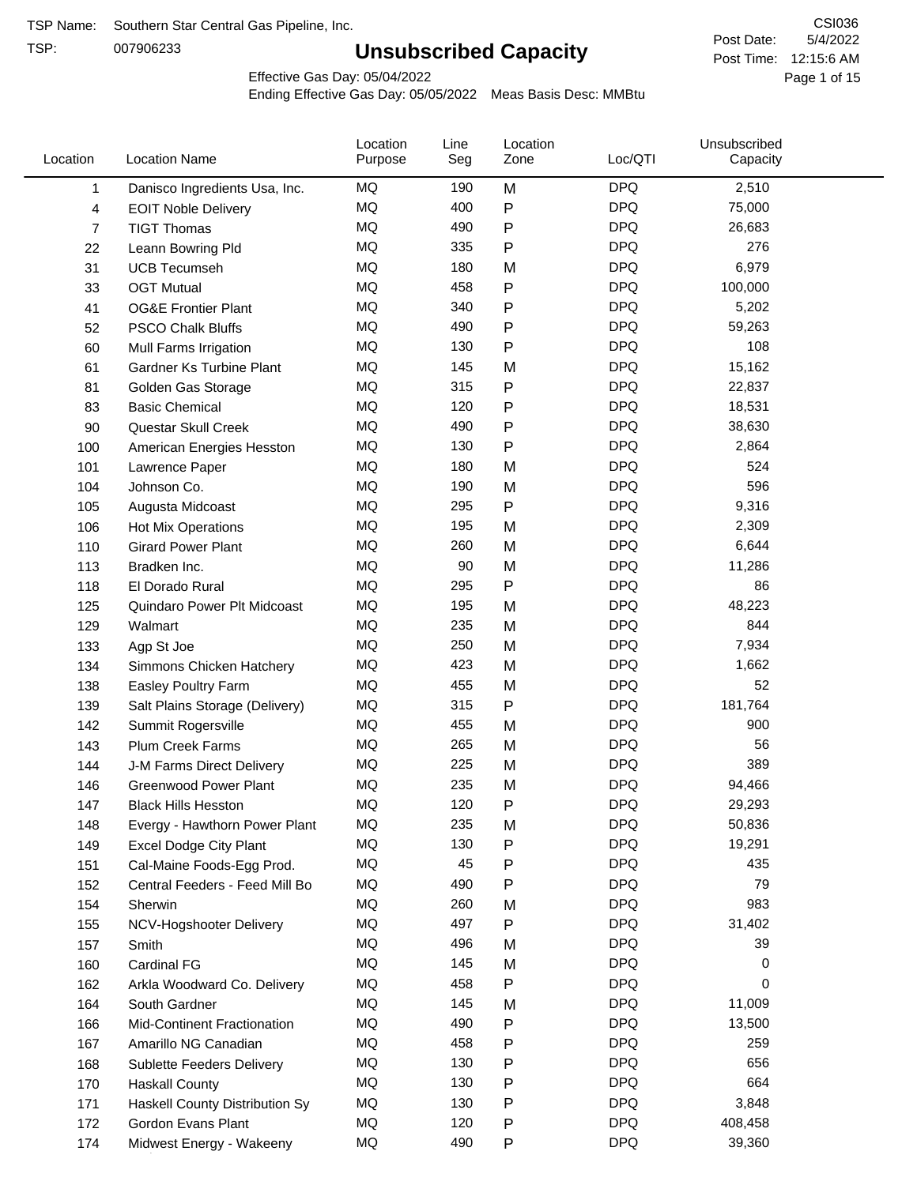TSP Name: Southern Star Central Gas Pipeline, Inc.

TSP: 007906233

# Unsubscribed Capacity

CSI036

Post Date: 5/4/2022

Post Time: 12:15:6 AM

Effective Gas Day: 05/04/2022

Ending Effective Gas Day: 05/05/2022 Meas Basis Desc: MMBtu

| Location | Location Name | Location Purpose | Line Seg | Location Zone | Loc/QTI | Unsubscribed Capacity |
|---|---|---|---|---|---|---|
| 1 | Danisco Ingredients Usa, Inc. | MQ | 190 | M | DPQ | 2,510 |
| 4 | EOIT Noble Delivery | MQ | 400 | P | DPQ | 75,000 |
| 7 | TIGT Thomas | MQ | 490 | P | DPQ | 26,683 |
| 22 | Leann Bowring Pld | MQ | 335 | P | DPQ | 276 |
| 31 | UCB Tecumseh | MQ | 180 | M | DPQ | 6,979 |
| 33 | OGT Mutual | MQ | 458 | P | DPQ | 100,000 |
| 41 | OG&E Frontier Plant | MQ | 340 | P | DPQ | 5,202 |
| 52 | PSCO Chalk Bluffs | MQ | 490 | P | DPQ | 59,263 |
| 60 | Mull Farms Irrigation | MQ | 130 | P | DPQ | 108 |
| 61 | Gardner Ks Turbine Plant | MQ | 145 | M | DPQ | 15,162 |
| 81 | Golden Gas Storage | MQ | 315 | P | DPQ | 22,837 |
| 83 | Basic Chemical | MQ | 120 | P | DPQ | 18,531 |
| 90 | Questar Skull Creek | MQ | 490 | P | DPQ | 38,630 |
| 100 | American Energies Hesston | MQ | 130 | P | DPQ | 2,864 |
| 101 | Lawrence Paper | MQ | 180 | M | DPQ | 524 |
| 104 | Johnson Co. | MQ | 190 | M | DPQ | 596 |
| 105 | Augusta Midcoast | MQ | 295 | P | DPQ | 9,316 |
| 106 | Hot Mix Operations | MQ | 195 | M | DPQ | 2,309 |
| 110 | Girard Power Plant | MQ | 260 | M | DPQ | 6,644 |
| 113 | Bradken Inc. | MQ | 90 | M | DPQ | 11,286 |
| 118 | El Dorado Rural | MQ | 295 | P | DPQ | 86 |
| 125 | Quindaro Power Plt Midcoast | MQ | 195 | M | DPQ | 48,223 |
| 129 | Walmart | MQ | 235 | M | DPQ | 844 |
| 133 | Agp St Joe | MQ | 250 | M | DPQ | 7,934 |
| 134 | Simmons Chicken Hatchery | MQ | 423 | M | DPQ | 1,662 |
| 138 | Easley Poultry Farm | MQ | 455 | M | DPQ | 52 |
| 139 | Salt Plains Storage (Delivery) | MQ | 315 | P | DPQ | 181,764 |
| 142 | Summit Rogersville | MQ | 455 | M | DPQ | 900 |
| 143 | Plum Creek Farms | MQ | 265 | M | DPQ | 56 |
| 144 | J-M Farms Direct Delivery | MQ | 225 | M | DPQ | 389 |
| 146 | Greenwood Power Plant | MQ | 235 | M | DPQ | 94,466 |
| 147 | Black Hills Hesston | MQ | 120 | P | DPQ | 29,293 |
| 148 | Evergy - Hawthorn Power Plant | MQ | 235 | M | DPQ | 50,836 |
| 149 | Excel Dodge City Plant | MQ | 130 | P | DPQ | 19,291 |
| 151 | Cal-Maine Foods-Egg Prod. | MQ | 45 | P | DPQ | 435 |
| 152 | Central Feeders - Feed Mill Bo | MQ | 490 | P | DPQ | 79 |
| 154 | Sherwin | MQ | 260 | M | DPQ | 983 |
| 155 | NCV-Hogshooter Delivery | MQ | 497 | P | DPQ | 31,402 |
| 157 | Smith | MQ | 496 | M | DPQ | 39 |
| 160 | Cardinal FG | MQ | 145 | M | DPQ | 0 |
| 162 | Arkla Woodward Co. Delivery | MQ | 458 | P | DPQ | 0 |
| 164 | South Gardner | MQ | 145 | M | DPQ | 11,009 |
| 166 | Mid-Continent Fractionation | MQ | 490 | P | DPQ | 13,500 |
| 167 | Amarillo NG Canadian | MQ | 458 | P | DPQ | 259 |
| 168 | Sublette Feeders Delivery | MQ | 130 | P | DPQ | 656 |
| 170 | Haskall County | MQ | 130 | P | DPQ | 664 |
| 171 | Haskall County Distribution Sy | MQ | 130 | P | DPQ | 3,848 |
| 172 | Gordon Evans Plant | MQ | 120 | P | DPQ | 408,458 |
| 174 | Midwest Energy - Wakeeny | MQ | 490 | P | DPQ | 39,360 |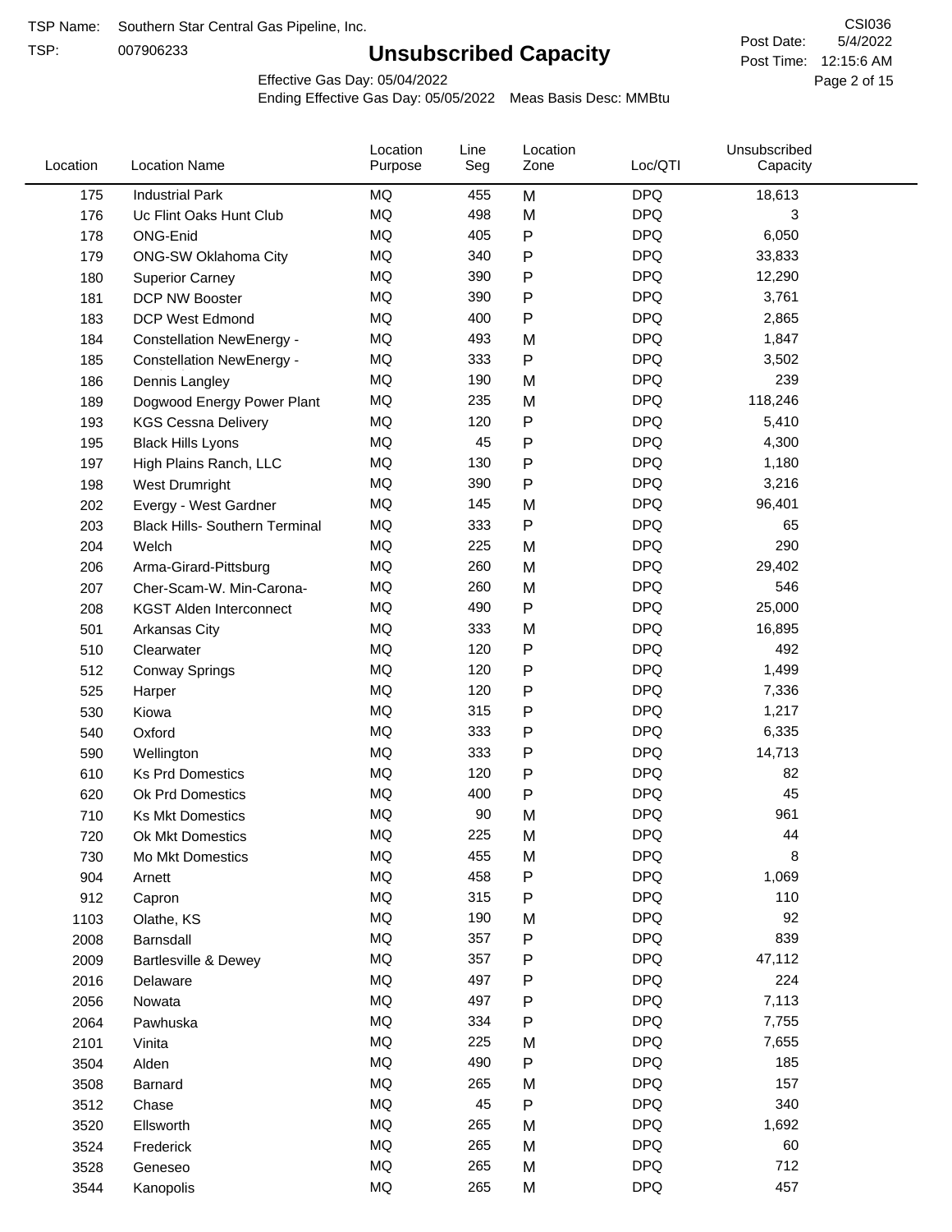TSP Name: Southern Star Central Gas Pipeline, Inc.

TSP: 007906233

# Unsubscribed Capacity

CSI036

Post Date: 5/4/2022

Post Time: 12:15:6 AM

Effective Gas Day: 05/04/2022

Ending Effective Gas Day: 05/05/2022 Meas Basis Desc: MMBtu

| Location | Location Name | Location Purpose | Line Seg | Location Zone | Loc/QTI | Unsubscribed Capacity |
|---|---|---|---|---|---|---|
| 175 | Industrial Park | MQ | 455 | M | DPQ | 18,613 |
| 176 | Uc Flint Oaks Hunt Club | MQ | 498 | M | DPQ | 3 |
| 178 | ONG-Enid | MQ | 405 | P | DPQ | 6,050 |
| 179 | ONG-SW Oklahoma City | MQ | 340 | P | DPQ | 33,833 |
| 180 | Superior Carney | MQ | 390 | P | DPQ | 12,290 |
| 181 | DCP NW Booster | MQ | 390 | P | DPQ | 3,761 |
| 183 | DCP West Edmond | MQ | 400 | P | DPQ | 2,865 |
| 184 | Constellation NewEnergy - | MQ | 493 | M | DPQ | 1,847 |
| 185 | Constellation NewEnergy - | MQ | 333 | P | DPQ | 3,502 |
| 186 | Dennis Langley | MQ | 190 | M | DPQ | 239 |
| 189 | Dogwood Energy Power Plant | MQ | 235 | M | DPQ | 118,246 |
| 193 | KGS Cessna Delivery | MQ | 120 | P | DPQ | 5,410 |
| 195 | Black Hills Lyons | MQ | 45 | P | DPQ | 4,300 |
| 197 | High Plains Ranch, LLC | MQ | 130 | P | DPQ | 1,180 |
| 198 | West Drumright | MQ | 390 | P | DPQ | 3,216 |
| 202 | Evergy - West Gardner | MQ | 145 | M | DPQ | 96,401 |
| 203 | Black Hills- Southern Terminal | MQ | 333 | P | DPQ | 65 |
| 204 | Welch | MQ | 225 | M | DPQ | 290 |
| 206 | Arma-Girard-Pittsburg | MQ | 260 | M | DPQ | 29,402 |
| 207 | Cher-Scam-W. Min-Carona- | MQ | 260 | M | DPQ | 546 |
| 208 | KGST Alden Interconnect | MQ | 490 | P | DPQ | 25,000 |
| 501 | Arkansas City | MQ | 333 | M | DPQ | 16,895 |
| 510 | Clearwater | MQ | 120 | P | DPQ | 492 |
| 512 | Conway Springs | MQ | 120 | P | DPQ | 1,499 |
| 525 | Harper | MQ | 120 | P | DPQ | 7,336 |
| 530 | Kiowa | MQ | 315 | P | DPQ | 1,217 |
| 540 | Oxford | MQ | 333 | P | DPQ | 6,335 |
| 590 | Wellington | MQ | 333 | P | DPQ | 14,713 |
| 610 | Ks Prd Domestics | MQ | 120 | P | DPQ | 82 |
| 620 | Ok Prd Domestics | MQ | 400 | P | DPQ | 45 |
| 710 | Ks Mkt Domestics | MQ | 90 | M | DPQ | 961 |
| 720 | Ok Mkt Domestics | MQ | 225 | M | DPQ | 44 |
| 730 | Mo Mkt Domestics | MQ | 455 | M | DPQ | 8 |
| 904 | Arnett | MQ | 458 | P | DPQ | 1,069 |
| 912 | Capron | MQ | 315 | P | DPQ | 110 |
| 1103 | Olathe, KS | MQ | 190 | M | DPQ | 92 |
| 2008 | Barnsdall | MQ | 357 | P | DPQ | 839 |
| 2009 | Bartlesville & Dewey | MQ | 357 | P | DPQ | 47,112 |
| 2016 | Delaware | MQ | 497 | P | DPQ | 224 |
| 2056 | Nowata | MQ | 497 | P | DPQ | 7,113 |
| 2064 | Pawhuska | MQ | 334 | P | DPQ | 7,755 |
| 2101 | Vinita | MQ | 225 | M | DPQ | 7,655 |
| 3504 | Alden | MQ | 490 | P | DPQ | 185 |
| 3508 | Barnard | MQ | 265 | M | DPQ | 157 |
| 3512 | Chase | MQ | 45 | P | DPQ | 340 |
| 3520 | Ellsworth | MQ | 265 | M | DPQ | 1,692 |
| 3524 | Frederick | MQ | 265 | M | DPQ | 60 |
| 3528 | Geneseo | MQ | 265 | M | DPQ | 712 |
| 3544 | Kanopolis | MQ | 265 | M | DPQ | 457 |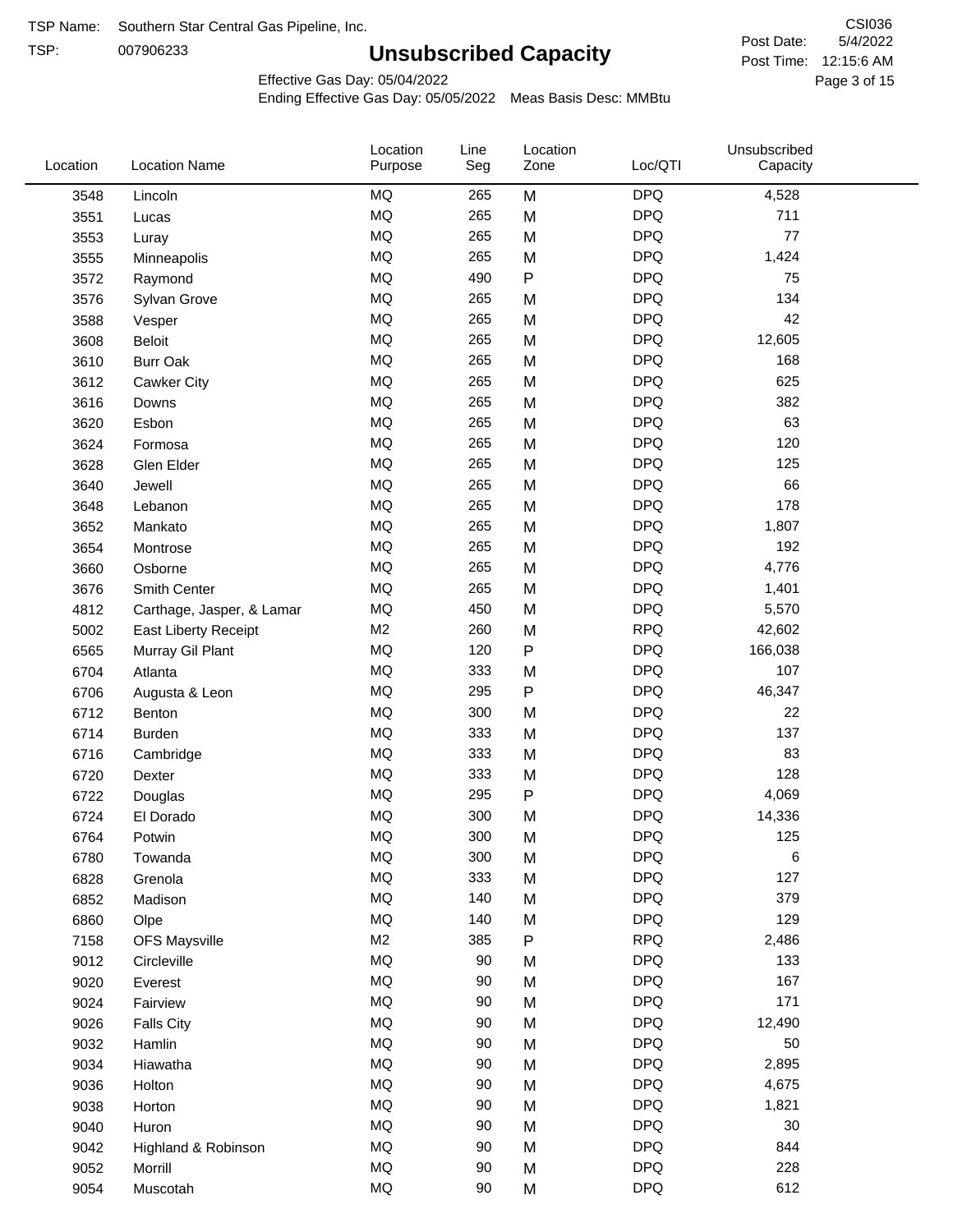TSP Name: Southern Star Central Gas Pipeline, Inc.

TSP: 007906233

# Unsubscribed Capacity

CSI036

Post Date: 5/4/2022

Post Time: 12:15:6 AM

Effective Gas Day: 05/04/2022

Ending Effective Gas Day: 05/05/2022 Meas Basis Desc: MMBtu

| Location | Location Name | Location Purpose | Line Seg | Location Zone | Loc/QTI | Unsubscribed Capacity |
|---|---|---|---|---|---|---|
| 3548 | Lincoln | MQ | 265 | M | DPQ | 4,528 |
| 3551 | Lucas | MQ | 265 | M | DPQ | 711 |
| 3553 | Luray | MQ | 265 | M | DPQ | 77 |
| 3555 | Minneapolis | MQ | 265 | M | DPQ | 1,424 |
| 3572 | Raymond | MQ | 490 | P | DPQ | 75 |
| 3576 | Sylvan Grove | MQ | 265 | M | DPQ | 134 |
| 3588 | Vesper | MQ | 265 | M | DPQ | 42 |
| 3608 | Beloit | MQ | 265 | M | DPQ | 12,605 |
| 3610 | Burr Oak | MQ | 265 | M | DPQ | 168 |
| 3612 | Cawker City | MQ | 265 | M | DPQ | 625 |
| 3616 | Downs | MQ | 265 | M | DPQ | 382 |
| 3620 | Esbon | MQ | 265 | M | DPQ | 63 |
| 3624 | Formosa | MQ | 265 | M | DPQ | 120 |
| 3628 | Glen Elder | MQ | 265 | M | DPQ | 125 |
| 3640 | Jewell | MQ | 265 | M | DPQ | 66 |
| 3648 | Lebanon | MQ | 265 | M | DPQ | 178 |
| 3652 | Mankato | MQ | 265 | M | DPQ | 1,807 |
| 3654 | Montrose | MQ | 265 | M | DPQ | 192 |
| 3660 | Osborne | MQ | 265 | M | DPQ | 4,776 |
| 3676 | Smith Center | MQ | 265 | M | DPQ | 1,401 |
| 4812 | Carthage, Jasper, & Lamar | MQ | 450 | M | DPQ | 5,570 |
| 5002 | East Liberty Receipt | M2 | 260 | M | RPQ | 42,602 |
| 6565 | Murray Gil Plant | MQ | 120 | P | DPQ | 166,038 |
| 6704 | Atlanta | MQ | 333 | M | DPQ | 107 |
| 6706 | Augusta & Leon | MQ | 295 | P | DPQ | 46,347 |
| 6712 | Benton | MQ | 300 | M | DPQ | 22 |
| 6714 | Burden | MQ | 333 | M | DPQ | 137 |
| 6716 | Cambridge | MQ | 333 | M | DPQ | 83 |
| 6720 | Dexter | MQ | 333 | M | DPQ | 128 |
| 6722 | Douglas | MQ | 295 | P | DPQ | 4,069 |
| 6724 | El Dorado | MQ | 300 | M | DPQ | 14,336 |
| 6764 | Potwin | MQ | 300 | M | DPQ | 125 |
| 6780 | Towanda | MQ | 300 | M | DPQ | 6 |
| 6828 | Grenola | MQ | 333 | M | DPQ | 127 |
| 6852 | Madison | MQ | 140 | M | DPQ | 379 |
| 6860 | Olpe | MQ | 140 | M | DPQ | 129 |
| 7158 | OFS Maysville | M2 | 385 | P | RPQ | 2,486 |
| 9012 | Circleville | MQ | 90 | M | DPQ | 133 |
| 9020 | Everest | MQ | 90 | M | DPQ | 167 |
| 9024 | Fairview | MQ | 90 | M | DPQ | 171 |
| 9026 | Falls City | MQ | 90 | M | DPQ | 12,490 |
| 9032 | Hamlin | MQ | 90 | M | DPQ | 50 |
| 9034 | Hiawatha | MQ | 90 | M | DPQ | 2,895 |
| 9036 | Holton | MQ | 90 | M | DPQ | 4,675 |
| 9038 | Horton | MQ | 90 | M | DPQ | 1,821 |
| 9040 | Huron | MQ | 90 | M | DPQ | 30 |
| 9042 | Highland & Robinson | MQ | 90 | M | DPQ | 844 |
| 9052 | Morrill | MQ | 90 | M | DPQ | 228 |
| 9054 | Muscotah | MQ | 90 | M | DPQ | 612 |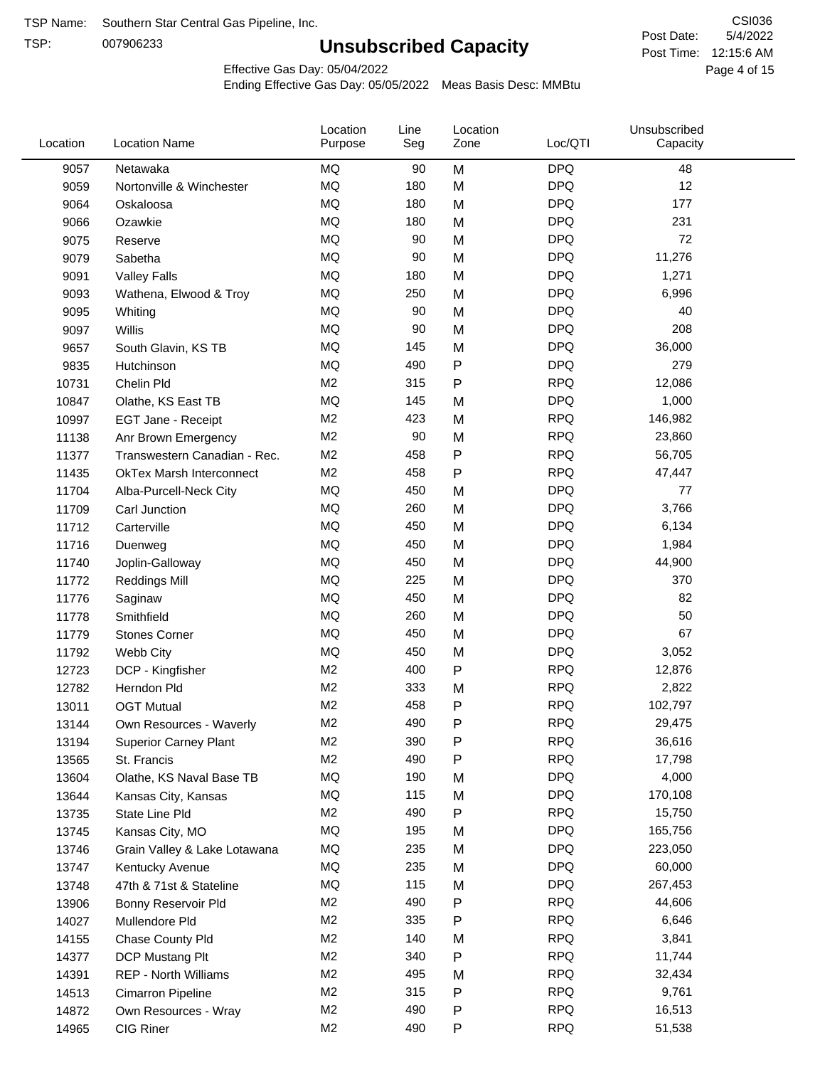TSP Name: Southern Star Central Gas Pipeline, Inc.
TSP: 007906233

# Unsubscribed Capacity

CSI036
Post Date: 5/4/2022
Post Time: 12:15:6 AM

Effective Gas Day: 05/04/2022
Ending Effective Gas Day: 05/05/2022 Meas Basis Desc: MMBtu

| Location | Location Name | Location Purpose | Line Seg | Location Zone | Loc/QTI | Unsubscribed Capacity |
|---|---|---|---|---|---|---|
| 9057 | Netawaka | MQ | 90 | M | DPQ | 48 |
| 9059 | Nortonville & Winchester | MQ | 180 | M | DPQ | 12 |
| 9064 | Oskaloosa | MQ | 180 | M | DPQ | 177 |
| 9066 | Ozawkie | MQ | 180 | M | DPQ | 231 |
| 9075 | Reserve | MQ | 90 | M | DPQ | 72 |
| 9079 | Sabetha | MQ | 90 | M | DPQ | 11,276 |
| 9091 | Valley Falls | MQ | 180 | M | DPQ | 1,271 |
| 9093 | Wathena, Elwood & Troy | MQ | 250 | M | DPQ | 6,996 |
| 9095 | Whiting | MQ | 90 | M | DPQ | 40 |
| 9097 | Willis | MQ | 90 | M | DPQ | 208 |
| 9657 | South Glavin, KS TB | MQ | 145 | M | DPQ | 36,000 |
| 9835 | Hutchinson | MQ | 490 | P | DPQ | 279 |
| 10731 | Chelin Pld | M2 | 315 | P | RPQ | 12,086 |
| 10847 | Olathe, KS East TB | MQ | 145 | M | DPQ | 1,000 |
| 10997 | EGT Jane - Receipt | M2 | 423 | M | RPQ | 146,982 |
| 11138 | Anr Brown Emergency | M2 | 90 | M | RPQ | 23,860 |
| 11377 | Transwestern Canadian - Rec. | M2 | 458 | P | RPQ | 56,705 |
| 11435 | OkTex Marsh Interconnect | M2 | 458 | P | RPQ | 47,447 |
| 11704 | Alba-Purcell-Neck City | MQ | 450 | M | DPQ | 77 |
| 11709 | Carl Junction | MQ | 260 | M | DPQ | 3,766 |
| 11712 | Carterville | MQ | 450 | M | DPQ | 6,134 |
| 11716 | Duenweg | MQ | 450 | M | DPQ | 1,984 |
| 11740 | Joplin-Galloway | MQ | 450 | M | DPQ | 44,900 |
| 11772 | Reddings Mill | MQ | 225 | M | DPQ | 370 |
| 11776 | Saginaw | MQ | 450 | M | DPQ | 82 |
| 11778 | Smithfield | MQ | 260 | M | DPQ | 50 |
| 11779 | Stones Corner | MQ | 450 | M | DPQ | 67 |
| 11792 | Webb City | MQ | 450 | M | DPQ | 3,052 |
| 12723 | DCP - Kingfisher | M2 | 400 | P | RPQ | 12,876 |
| 12782 | Herndon Pld | M2 | 333 | M | RPQ | 2,822 |
| 13011 | OGT Mutual | M2 | 458 | P | RPQ | 102,797 |
| 13144 | Own Resources - Waverly | M2 | 490 | P | RPQ | 29,475 |
| 13194 | Superior Carney Plant | M2 | 390 | P | RPQ | 36,616 |
| 13565 | St. Francis | M2 | 490 | P | RPQ | 17,798 |
| 13604 | Olathe, KS Naval Base TB | MQ | 190 | M | DPQ | 4,000 |
| 13644 | Kansas City, Kansas | MQ | 115 | M | DPQ | 170,108 |
| 13735 | State Line Pld | M2 | 490 | P | RPQ | 15,750 |
| 13745 | Kansas City, MO | MQ | 195 | M | DPQ | 165,756 |
| 13746 | Grain Valley & Lake Lotawana | MQ | 235 | M | DPQ | 223,050 |
| 13747 | Kentucky Avenue | MQ | 235 | M | DPQ | 60,000 |
| 13748 | 47th & 71st & Stateline | MQ | 115 | M | DPQ | 267,453 |
| 13906 | Bonny Reservoir Pld | M2 | 490 | P | RPQ | 44,606 |
| 14027 | Mullendore Pld | M2 | 335 | P | RPQ | 6,646 |
| 14155 | Chase County Pld | M2 | 140 | M | RPQ | 3,841 |
| 14377 | DCP Mustang Plt | M2 | 340 | P | RPQ | 11,744 |
| 14391 | REP - North Williams | M2 | 495 | M | RPQ | 32,434 |
| 14513 | Cimarron Pipeline | M2 | 315 | P | RPQ | 9,761 |
| 14872 | Own Resources - Wray | M2 | 490 | P | RPQ | 16,513 |
| 14965 | CIG Riner | M2 | 490 | P | RPQ | 51,538 |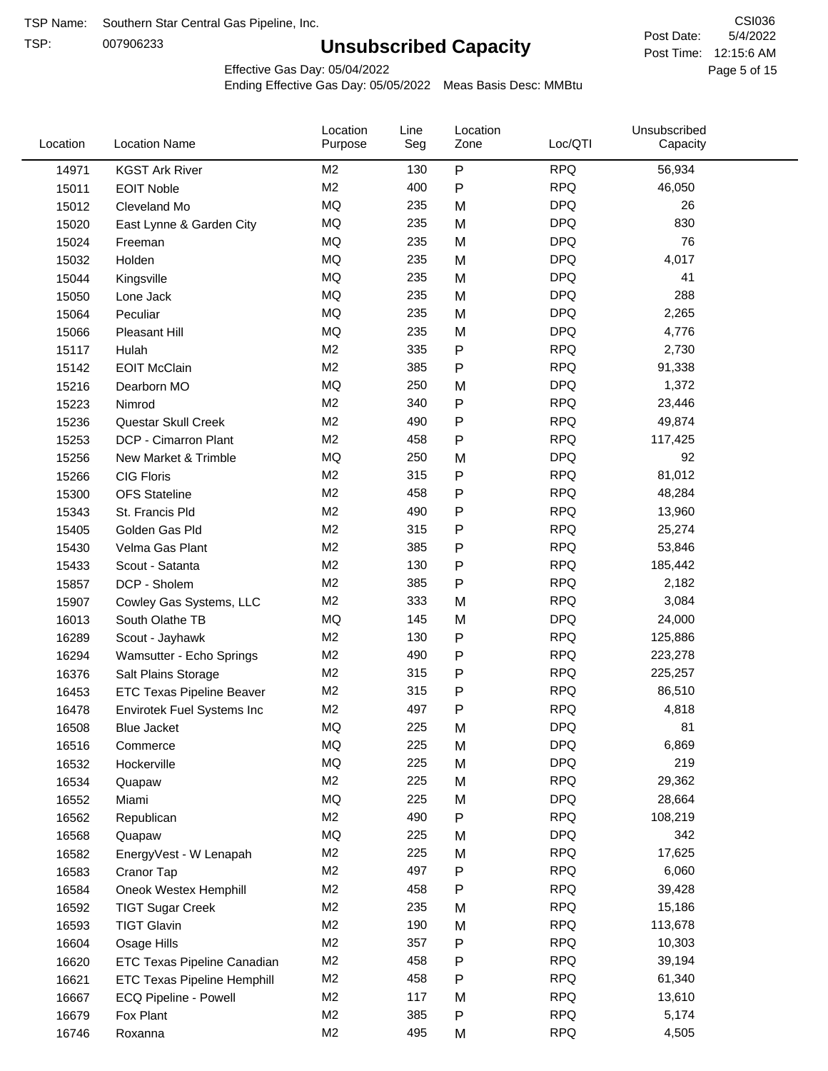TSP Name: Southern Star Central Gas Pipeline, Inc.

TSP: 007906233

# Unsubscribed Capacity

CSI036

Post Date: 5/4/2022

Post Time: 12:15:6 AM

Effective Gas Day: 05/04/2022

Ending Effective Gas Day: 05/05/2022 Meas Basis Desc: MMBtu

| Location | Location Name | Location Purpose | Line Seg | Location Zone | Loc/QTI | Unsubscribed Capacity |
|---|---|---|---|---|---|---|
| 14971 | KGST Ark River | M2 | 130 | P | RPQ | 56,934 |
| 15011 | EOIT Noble | M2 | 400 | P | RPQ | 46,050 |
| 15012 | Cleveland Mo | MQ | 235 | M | DPQ | 26 |
| 15020 | East Lynne & Garden City | MQ | 235 | M | DPQ | 830 |
| 15024 | Freeman | MQ | 235 | M | DPQ | 76 |
| 15032 | Holden | MQ | 235 | M | DPQ | 4,017 |
| 15044 | Kingsville | MQ | 235 | M | DPQ | 41 |
| 15050 | Lone Jack | MQ | 235 | M | DPQ | 288 |
| 15064 | Peculiar | MQ | 235 | M | DPQ | 2,265 |
| 15066 | Pleasant Hill | MQ | 235 | M | DPQ | 4,776 |
| 15117 | Hulah | M2 | 335 | P | RPQ | 2,730 |
| 15142 | EOIT McClain | M2 | 385 | P | RPQ | 91,338 |
| 15216 | Dearborn MO | MQ | 250 | M | DPQ | 1,372 |
| 15223 | Nimrod | M2 | 340 | P | RPQ | 23,446 |
| 15236 | Questar Skull Creek | M2 | 490 | P | RPQ | 49,874 |
| 15253 | DCP - Cimarron Plant | M2 | 458 | P | RPQ | 117,425 |
| 15256 | New Market & Trimble | MQ | 250 | M | DPQ | 92 |
| 15266 | CIG Floris | M2 | 315 | P | RPQ | 81,012 |
| 15300 | OFS Stateline | M2 | 458 | P | RPQ | 48,284 |
| 15343 | St. Francis Pld | M2 | 490 | P | RPQ | 13,960 |
| 15405 | Golden Gas Pld | M2 | 315 | P | RPQ | 25,274 |
| 15430 | Velma Gas Plant | M2 | 385 | P | RPQ | 53,846 |
| 15433 | Scout - Satanta | M2 | 130 | P | RPQ | 185,442 |
| 15857 | DCP - Sholem | M2 | 385 | P | RPQ | 2,182 |
| 15907 | Cowley Gas Systems, LLC | M2 | 333 | M | RPQ | 3,084 |
| 16013 | South Olathe TB | MQ | 145 | M | DPQ | 24,000 |
| 16289 | Scout - Jayhawk | M2 | 130 | P | RPQ | 125,886 |
| 16294 | Wamsutter - Echo Springs | M2 | 490 | P | RPQ | 223,278 |
| 16376 | Salt Plains Storage | M2 | 315 | P | RPQ | 225,257 |
| 16453 | ETC Texas Pipeline Beaver | M2 | 315 | P | RPQ | 86,510 |
| 16478 | Envirotek Fuel Systems Inc | M2 | 497 | P | RPQ | 4,818 |
| 16508 | Blue Jacket | MQ | 225 | M | DPQ | 81 |
| 16516 | Commerce | MQ | 225 | M | DPQ | 6,869 |
| 16532 | Hockerville | MQ | 225 | M | DPQ | 219 |
| 16534 | Quapaw | M2 | 225 | M | RPQ | 29,362 |
| 16552 | Miami | MQ | 225 | M | DPQ | 28,664 |
| 16562 | Republican | M2 | 490 | P | RPQ | 108,219 |
| 16568 | Quapaw | MQ | 225 | M | DPQ | 342 |
| 16582 | EnergyVest - W Lenapah | M2 | 225 | M | RPQ | 17,625 |
| 16583 | Cranor Tap | M2 | 497 | P | RPQ | 6,060 |
| 16584 | Oneok Westex Hemphill | M2 | 458 | P | RPQ | 39,428 |
| 16592 | TIGT Sugar Creek | M2 | 235 | M | RPQ | 15,186 |
| 16593 | TIGT Glavin | M2 | 190 | M | RPQ | 113,678 |
| 16604 | Osage Hills | M2 | 357 | P | RPQ | 10,303 |
| 16620 | ETC Texas Pipeline Canadian | M2 | 458 | P | RPQ | 39,194 |
| 16621 | ETC Texas Pipeline Hemphill | M2 | 458 | P | RPQ | 61,340 |
| 16667 | ECQ Pipeline - Powell | M2 | 117 | M | RPQ | 13,610 |
| 16679 | Fox Plant | M2 | 385 | P | RPQ | 5,174 |
| 16746 | Roxanna | M2 | 495 | M | RPQ | 4,505 |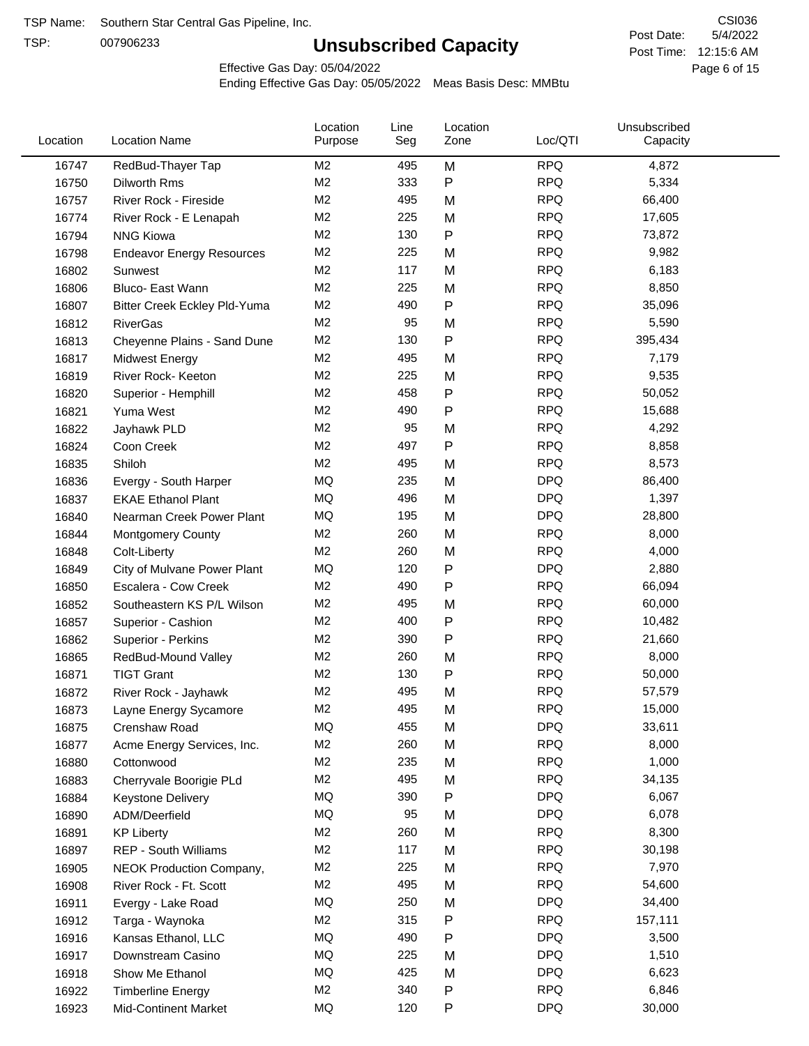TSP Name: Southern Star Central Gas Pipeline, Inc.

TSP: 007906233

# Unsubscribed Capacity

CSI036

Post Date: 5/4/2022

Post Time: 12:15:6 AM

Effective Gas Day: 05/04/2022

Ending Effective Gas Day: 05/05/2022 Meas Basis Desc: MMBtu

| Location | Location Name | Location Purpose | Line Seg | Location Zone | Loc/QTI | Unsubscribed Capacity |
|---|---|---|---|---|---|---|
| 16747 | RedBud-Thayer Tap | M2 | 495 | M | RPQ | 4,872 |
| 16750 | Dilworth Rms | M2 | 333 | P | RPQ | 5,334 |
| 16757 | River Rock - Fireside | M2 | 495 | M | RPQ | 66,400 |
| 16774 | River Rock - E Lenapah | M2 | 225 | M | RPQ | 17,605 |
| 16794 | NNG Kiowa | M2 | 130 | P | RPQ | 73,872 |
| 16798 | Endeavor Energy Resources | M2 | 225 | M | RPQ | 9,982 |
| 16802 | Sunwest | M2 | 117 | M | RPQ | 6,183 |
| 16806 | Bluco- East Wann | M2 | 225 | M | RPQ | 8,850 |
| 16807 | Bitter Creek Eckley Pld-Yuma | M2 | 490 | P | RPQ | 35,096 |
| 16812 | RiverGas | M2 | 95 | M | RPQ | 5,590 |
| 16813 | Cheyenne Plains - Sand Dune | M2 | 130 | P | RPQ | 395,434 |
| 16817 | Midwest Energy | M2 | 495 | M | RPQ | 7,179 |
| 16819 | River Rock- Keeton | M2 | 225 | M | RPQ | 9,535 |
| 16820 | Superior - Hemphill | M2 | 458 | P | RPQ | 50,052 |
| 16821 | Yuma West | M2 | 490 | P | RPQ | 15,688 |
| 16822 | Jayhawk PLD | M2 | 95 | M | RPQ | 4,292 |
| 16824 | Coon Creek | M2 | 497 | P | RPQ | 8,858 |
| 16835 | Shiloh | M2 | 495 | M | RPQ | 8,573 |
| 16836 | Evergy - South Harper | MQ | 235 | M | DPQ | 86,400 |
| 16837 | EKAE Ethanol Plant | MQ | 496 | M | DPQ | 1,397 |
| 16840 | Nearman Creek Power Plant | MQ | 195 | M | DPQ | 28,800 |
| 16844 | Montgomery County | M2 | 260 | M | RPQ | 8,000 |
| 16848 | Colt-Liberty | M2 | 260 | M | RPQ | 4,000 |
| 16849 | City of Mulvane Power Plant | MQ | 120 | P | DPQ | 2,880 |
| 16850 | Escalera - Cow Creek | M2 | 490 | P | RPQ | 66,094 |
| 16852 | Southeastern KS P/L Wilson | M2 | 495 | M | RPQ | 60,000 |
| 16857 | Superior - Cashion | M2 | 400 | P | RPQ | 10,482 |
| 16862 | Superior - Perkins | M2 | 390 | P | RPQ | 21,660 |
| 16865 | RedBud-Mound Valley | M2 | 260 | M | RPQ | 8,000 |
| 16871 | TIGT Grant | M2 | 130 | P | RPQ | 50,000 |
| 16872 | River Rock - Jayhawk | M2 | 495 | M | RPQ | 57,579 |
| 16873 | Layne Energy Sycamore | M2 | 495 | M | RPQ | 15,000 |
| 16875 | Crenshaw Road | MQ | 455 | M | DPQ | 33,611 |
| 16877 | Acme Energy Services, Inc. | M2 | 260 | M | RPQ | 8,000 |
| 16880 | Cottonwood | M2 | 235 | M | RPQ | 1,000 |
| 16883 | Cherryvale Boorigie PLd | M2 | 495 | M | RPQ | 34,135 |
| 16884 | Keystone Delivery | MQ | 390 | P | DPQ | 6,067 |
| 16890 | ADM/Deerfield | MQ | 95 | M | DPQ | 6,078 |
| 16891 | KP Liberty | M2 | 260 | M | RPQ | 8,300 |
| 16897 | REP - South Williams | M2 | 117 | M | RPQ | 30,198 |
| 16905 | NEOK Production Company, | M2 | 225 | M | RPQ | 7,970 |
| 16908 | River Rock - Ft. Scott | M2 | 495 | M | RPQ | 54,600 |
| 16911 | Evergy - Lake Road | MQ | 250 | M | DPQ | 34,400 |
| 16912 | Targa - Waynoka | M2 | 315 | P | RPQ | 157,111 |
| 16916 | Kansas Ethanol, LLC | MQ | 490 | P | DPQ | 3,500 |
| 16917 | Downstream Casino | MQ | 225 | M | DPQ | 1,510 |
| 16918 | Show Me Ethanol | MQ | 425 | M | DPQ | 6,623 |
| 16922 | Timberline Energy | M2 | 340 | P | RPQ | 6,846 |
| 16923 | Mid-Continent Market | MQ | 120 | P | DPQ | 30,000 |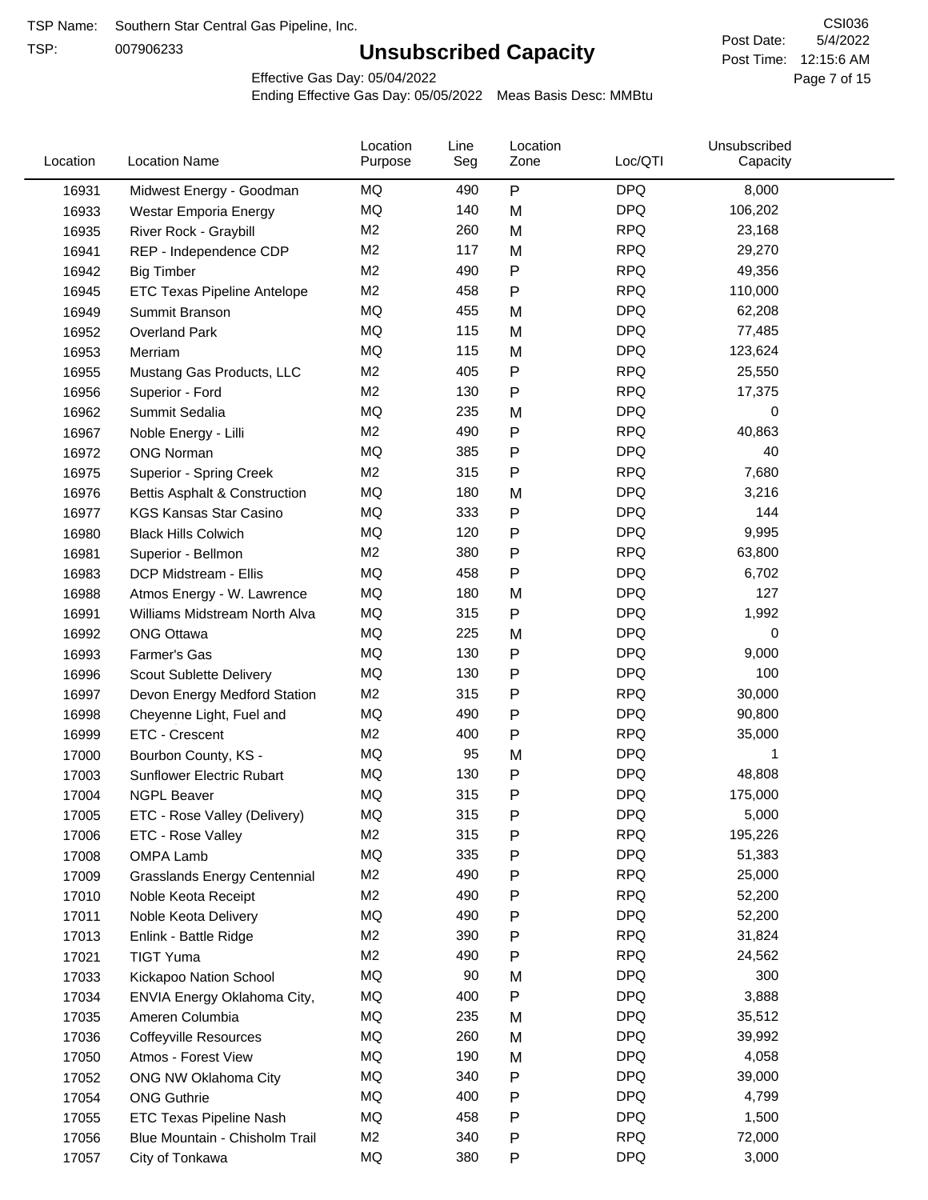TSP Name: Southern Star Central Gas Pipeline, Inc.

TSP: 007906233

# Unsubscribed Capacity

CSI036

Post Date: 5/4/2022

Post Time: 12:15:6 AM

Effective Gas Day: 05/04/2022

Ending Effective Gas Day: 05/05/2022 Meas Basis Desc: MMBtu

| Location | Location Name | Location Purpose | Line Seg | Location Zone | Loc/QTI | Unsubscribed Capacity |
|---|---|---|---|---|---|---|
| 16931 | Midwest Energy - Goodman | MQ | 490 | P | DPQ | 8,000 |
| 16933 | Westar Emporia Energy | MQ | 140 | M | DPQ | 106,202 |
| 16935 | River Rock - Graybill | M2 | 260 | M | RPQ | 23,168 |
| 16941 | REP - Independence CDP | M2 | 117 | M | RPQ | 29,270 |
| 16942 | Big Timber | M2 | 490 | P | RPQ | 49,356 |
| 16945 | ETC Texas Pipeline Antelope | M2 | 458 | P | RPQ | 110,000 |
| 16949 | Summit Branson | MQ | 455 | M | DPQ | 62,208 |
| 16952 | Overland Park | MQ | 115 | M | DPQ | 77,485 |
| 16953 | Merriam | MQ | 115 | M | DPQ | 123,624 |
| 16955 | Mustang Gas Products, LLC | M2 | 405 | P | RPQ | 25,550 |
| 16956 | Superior - Ford | M2 | 130 | P | RPQ | 17,375 |
| 16962 | Summit Sedalia | MQ | 235 | M | DPQ | 0 |
| 16967 | Noble Energy - Lilli | M2 | 490 | P | RPQ | 40,863 |
| 16972 | ONG Norman | MQ | 385 | P | DPQ | 40 |
| 16975 | Superior - Spring Creek | M2 | 315 | P | RPQ | 7,680 |
| 16976 | Bettis Asphalt & Construction | MQ | 180 | M | DPQ | 3,216 |
| 16977 | KGS Kansas Star Casino | MQ | 333 | P | DPQ | 144 |
| 16980 | Black Hills Colwich | MQ | 120 | P | DPQ | 9,995 |
| 16981 | Superior - Bellmon | M2 | 380 | P | RPQ | 63,800 |
| 16983 | DCP Midstream - Ellis | MQ | 458 | P | DPQ | 6,702 |
| 16988 | Atmos Energy - W. Lawrence | MQ | 180 | M | DPQ | 127 |
| 16991 | Williams Midstream North Alva | MQ | 315 | P | DPQ | 1,992 |
| 16992 | ONG Ottawa | MQ | 225 | M | DPQ | 0 |
| 16993 | Farmer's Gas | MQ | 130 | P | DPQ | 9,000 |
| 16996 | Scout Sublette Delivery | MQ | 130 | P | DPQ | 100 |
| 16997 | Devon Energy Medford Station | M2 | 315 | P | RPQ | 30,000 |
| 16998 | Cheyenne Light, Fuel and | MQ | 490 | P | DPQ | 90,800 |
| 16999 | ETC - Crescent | M2 | 400 | P | RPQ | 35,000 |
| 17000 | Bourbon County, KS - | MQ | 95 | M | DPQ | 1 |
| 17003 | Sunflower Electric Rubart | MQ | 130 | P | DPQ | 48,808 |
| 17004 | NGPL Beaver | MQ | 315 | P | DPQ | 175,000 |
| 17005 | ETC - Rose Valley (Delivery) | MQ | 315 | P | DPQ | 5,000 |
| 17006 | ETC - Rose Valley | M2 | 315 | P | RPQ | 195,226 |
| 17008 | OMPA Lamb | MQ | 335 | P | DPQ | 51,383 |
| 17009 | Grasslands Energy Centennial | M2 | 490 | P | RPQ | 25,000 |
| 17010 | Noble Keota Receipt | M2 | 490 | P | RPQ | 52,200 |
| 17011 | Noble Keota Delivery | MQ | 490 | P | DPQ | 52,200 |
| 17013 | Enlink - Battle Ridge | M2 | 390 | P | RPQ | 31,824 |
| 17021 | TIGT Yuma | M2 | 490 | P | RPQ | 24,562 |
| 17033 | Kickapoo Nation School | MQ | 90 | M | DPQ | 300 |
| 17034 | ENVIA Energy Oklahoma City, | MQ | 400 | P | DPQ | 3,888 |
| 17035 | Ameren Columbia | MQ | 235 | M | DPQ | 35,512 |
| 17036 | Coffeyville Resources | MQ | 260 | M | DPQ | 39,992 |
| 17050 | Atmos - Forest View | MQ | 190 | M | DPQ | 4,058 |
| 17052 | ONG NW Oklahoma City | MQ | 340 | P | DPQ | 39,000 |
| 17054 | ONG Guthrie | MQ | 400 | P | DPQ | 4,799 |
| 17055 | ETC Texas Pipeline Nash | MQ | 458 | P | DPQ | 1,500 |
| 17056 | Blue Mountain - Chisholm Trail | M2 | 340 | P | RPQ | 72,000 |
| 17057 | City of Tonkawa | MQ | 380 | P | DPQ | 3,000 |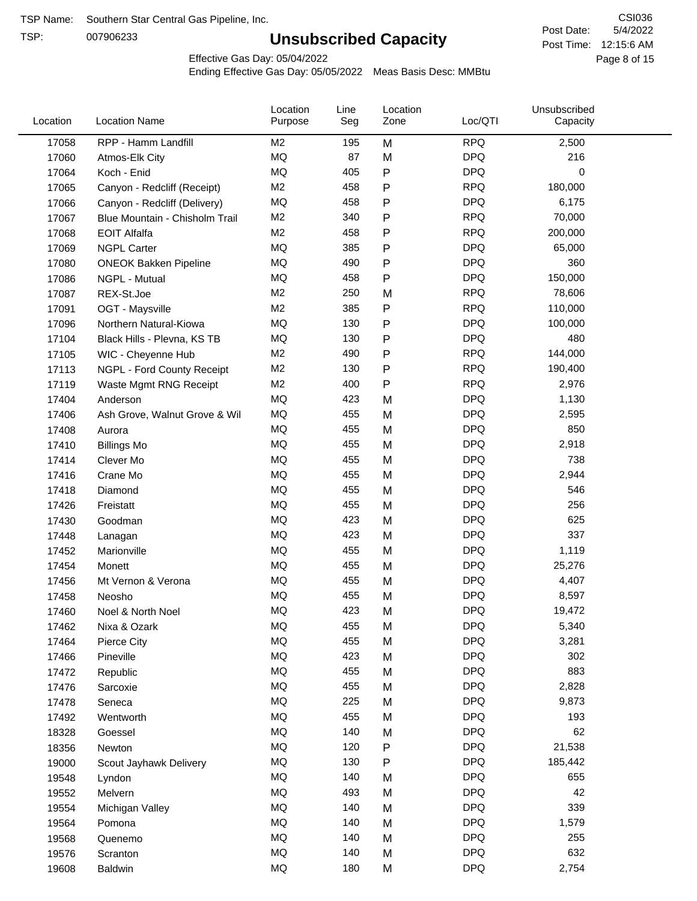TSP Name: Southern Star Central Gas Pipeline, Inc.

TSP: 007906233

# Unsubscribed Capacity

CSI036

Post Date: 5/4/2022

Post Time: 12:15:6 AM

Effective Gas Day: 05/04/2022

Ending Effective Gas Day: 05/05/2022 Meas Basis Desc: MMBtu

| Location | Location Name | Location Purpose | Line Seg | Location Zone | Loc/QTI | Unsubscribed Capacity |
|---|---|---|---|---|---|---|
| 17058 | RPP - Hamm Landfill | M2 | 195 | M | RPQ | 2,500 |
| 17060 | Atmos-Elk City | MQ | 87 | M | DPQ | 216 |
| 17064 | Koch - Enid | MQ | 405 | P | DPQ | 0 |
| 17065 | Canyon - Redcliff (Receipt) | M2 | 458 | P | RPQ | 180,000 |
| 17066 | Canyon - Redcliff (Delivery) | MQ | 458 | P | DPQ | 6,175 |
| 17067 | Blue Mountain - Chisholm Trail | M2 | 340 | P | RPQ | 70,000 |
| 17068 | EOIT Alfalfa | M2 | 458 | P | RPQ | 200,000 |
| 17069 | NGPL Carter | MQ | 385 | P | DPQ | 65,000 |
| 17080 | ONEOK Bakken Pipeline | MQ | 490 | P | DPQ | 360 |
| 17086 | NGPL - Mutual | MQ | 458 | P | DPQ | 150,000 |
| 17087 | REX-St.Joe | M2 | 250 | M | RPQ | 78,606 |
| 17091 | OGT - Maysville | M2 | 385 | P | RPQ | 110,000 |
| 17096 | Northern Natural-Kiowa | MQ | 130 | P | DPQ | 100,000 |
| 17104 | Black Hills - Plevna, KS TB | MQ | 130 | P | DPQ | 480 |
| 17105 | WIC - Cheyenne Hub | M2 | 490 | P | RPQ | 144,000 |
| 17113 | NGPL - Ford County Receipt | M2 | 130 | P | RPQ | 190,400 |
| 17119 | Waste Mgmt RNG Receipt | M2 | 400 | P | RPQ | 2,976 |
| 17404 | Anderson | MQ | 423 | M | DPQ | 1,130 |
| 17406 | Ash Grove, Walnut Grove & Wil | MQ | 455 | M | DPQ | 2,595 |
| 17408 | Aurora | MQ | 455 | M | DPQ | 850 |
| 17410 | Billings Mo | MQ | 455 | M | DPQ | 2,918 |
| 17414 | Clever Mo | MQ | 455 | M | DPQ | 738 |
| 17416 | Crane Mo | MQ | 455 | M | DPQ | 2,944 |
| 17418 | Diamond | MQ | 455 | M | DPQ | 546 |
| 17426 | Freistatt | MQ | 455 | M | DPQ | 256 |
| 17430 | Goodman | MQ | 423 | M | DPQ | 625 |
| 17448 | Lanagan | MQ | 423 | M | DPQ | 337 |
| 17452 | Marionville | MQ | 455 | M | DPQ | 1,119 |
| 17454 | Monett | MQ | 455 | M | DPQ | 25,276 |
| 17456 | Mt Vernon & Verona | MQ | 455 | M | DPQ | 4,407 |
| 17458 | Neosho | MQ | 455 | M | DPQ | 8,597 |
| 17460 | Noel & North Noel | MQ | 423 | M | DPQ | 19,472 |
| 17462 | Nixa & Ozark | MQ | 455 | M | DPQ | 5,340 |
| 17464 | Pierce City | MQ | 455 | M | DPQ | 3,281 |
| 17466 | Pineville | MQ | 423 | M | DPQ | 302 |
| 17472 | Republic | MQ | 455 | M | DPQ | 883 |
| 17476 | Sarcoxie | MQ | 455 | M | DPQ | 2,828 |
| 17478 | Seneca | MQ | 225 | M | DPQ | 9,873 |
| 17492 | Wentworth | MQ | 455 | M | DPQ | 193 |
| 18328 | Goessel | MQ | 140 | M | DPQ | 62 |
| 18356 | Newton | MQ | 120 | P | DPQ | 21,538 |
| 19000 | Scout Jayhawk Delivery | MQ | 130 | P | DPQ | 185,442 |
| 19548 | Lyndon | MQ | 140 | M | DPQ | 655 |
| 19552 | Melvern | MQ | 493 | M | DPQ | 42 |
| 19554 | Michigan Valley | MQ | 140 | M | DPQ | 339 |
| 19564 | Pomona | MQ | 140 | M | DPQ | 1,579 |
| 19568 | Quenemo | MQ | 140 | M | DPQ | 255 |
| 19576 | Scranton | MQ | 140 | M | DPQ | 632 |
| 19608 | Baldwin | MQ | 180 | M | DPQ | 2,754 |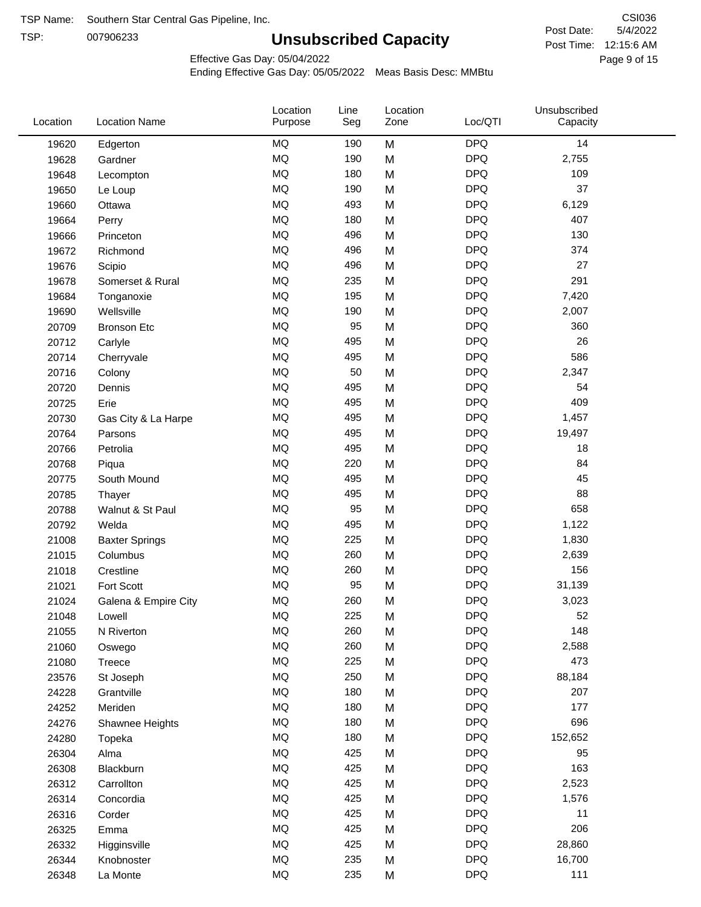TSP Name: Southern Star Central Gas Pipeline, Inc.
TSP: 007906233

# Unsubscribed Capacity

CSI036
Post Date: 5/4/2022
Post Time: 12:15:6 AM

Effective Gas Day: 05/04/2022
Ending Effective Gas Day: 05/05/2022 Meas Basis Desc: MMBtu

| Location | Location Name | Location Purpose | Line Seg | Location Zone | Loc/QTI | Unsubscribed Capacity |
|---|---|---|---|---|---|---|
| 19620 | Edgerton | MQ | 190 | M | DPQ | 14 |
| 19628 | Gardner | MQ | 190 | M | DPQ | 2,755 |
| 19648 | Lecompton | MQ | 180 | M | DPQ | 109 |
| 19650 | Le Loup | MQ | 190 | M | DPQ | 37 |
| 19660 | Ottawa | MQ | 493 | M | DPQ | 6,129 |
| 19664 | Perry | MQ | 180 | M | DPQ | 407 |
| 19666 | Princeton | MQ | 496 | M | DPQ | 130 |
| 19672 | Richmond | MQ | 496 | M | DPQ | 374 |
| 19676 | Scipio | MQ | 496 | M | DPQ | 27 |
| 19678 | Somerset & Rural | MQ | 235 | M | DPQ | 291 |
| 19684 | Tonganoxie | MQ | 195 | M | DPQ | 7,420 |
| 19690 | Wellsville | MQ | 190 | M | DPQ | 2,007 |
| 20709 | Bronson Etc | MQ | 95 | M | DPQ | 360 |
| 20712 | Carlyle | MQ | 495 | M | DPQ | 26 |
| 20714 | Cherryvale | MQ | 495 | M | DPQ | 586 |
| 20716 | Colony | MQ | 50 | M | DPQ | 2,347 |
| 20720 | Dennis | MQ | 495 | M | DPQ | 54 |
| 20725 | Erie | MQ | 495 | M | DPQ | 409 |
| 20730 | Gas City & La Harpe | MQ | 495 | M | DPQ | 1,457 |
| 20764 | Parsons | MQ | 495 | M | DPQ | 19,497 |
| 20766 | Petrolia | MQ | 495 | M | DPQ | 18 |
| 20768 | Piqua | MQ | 220 | M | DPQ | 84 |
| 20775 | South Mound | MQ | 495 | M | DPQ | 45 |
| 20785 | Thayer | MQ | 495 | M | DPQ | 88 |
| 20788 | Walnut & St Paul | MQ | 95 | M | DPQ | 658 |
| 20792 | Welda | MQ | 495 | M | DPQ | 1,122 |
| 21008 | Baxter Springs | MQ | 225 | M | DPQ | 1,830 |
| 21015 | Columbus | MQ | 260 | M | DPQ | 2,639 |
| 21018 | Crestline | MQ | 260 | M | DPQ | 156 |
| 21021 | Fort Scott | MQ | 95 | M | DPQ | 31,139 |
| 21024 | Galena & Empire City | MQ | 260 | M | DPQ | 3,023 |
| 21048 | Lowell | MQ | 225 | M | DPQ | 52 |
| 21055 | N Riverton | MQ | 260 | M | DPQ | 148 |
| 21060 | Oswego | MQ | 260 | M | DPQ | 2,588 |
| 21080 | Treece | MQ | 225 | M | DPQ | 473 |
| 23576 | St Joseph | MQ | 250 | M | DPQ | 88,184 |
| 24228 | Grantville | MQ | 180 | M | DPQ | 207 |
| 24252 | Meriden | MQ | 180 | M | DPQ | 177 |
| 24276 | Shawnee Heights | MQ | 180 | M | DPQ | 696 |
| 24280 | Topeka | MQ | 180 | M | DPQ | 152,652 |
| 26304 | Alma | MQ | 425 | M | DPQ | 95 |
| 26308 | Blackburn | MQ | 425 | M | DPQ | 163 |
| 26312 | Carrollton | MQ | 425 | M | DPQ | 2,523 |
| 26314 | Concordia | MQ | 425 | M | DPQ | 1,576 |
| 26316 | Corder | MQ | 425 | M | DPQ | 11 |
| 26325 | Emma | MQ | 425 | M | DPQ | 206 |
| 26332 | Higginsville | MQ | 425 | M | DPQ | 28,860 |
| 26344 | Knobnoster | MQ | 235 | M | DPQ | 16,700 |
| 26348 | La Monte | MQ | 235 | M | DPQ | 111 |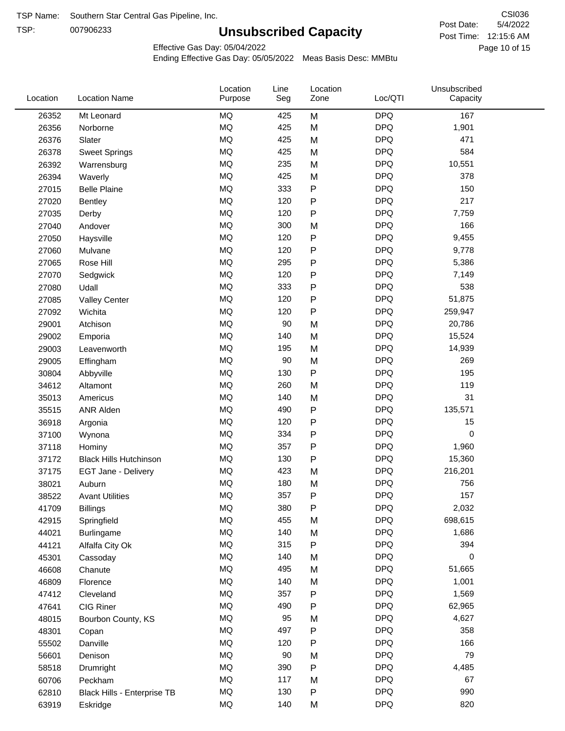TSP Name: Southern Star Central Gas Pipeline, Inc.

TSP: 007906233

# Unsubscribed Capacity

CSI036

Post Date: 5/4/2022

Post Time: 12:15:6 AM

Effective Gas Day: 05/04/2022

Ending Effective Gas Day: 05/05/2022 Meas Basis Desc: MMBtu

| Location | Location Name | Location Purpose | Line Seg | Location Zone | Loc/QTI | Unsubscribed Capacity |
|---|---|---|---|---|---|---|
| 26352 | Mt Leonard | MQ | 425 | M | DPQ | 167 |
| 26356 | Norborne | MQ | 425 | M | DPQ | 1,901 |
| 26376 | Slater | MQ | 425 | M | DPQ | 471 |
| 26378 | Sweet Springs | MQ | 425 | M | DPQ | 584 |
| 26392 | Warrensburg | MQ | 235 | M | DPQ | 10,551 |
| 26394 | Waverly | MQ | 425 | M | DPQ | 378 |
| 27015 | Belle Plaine | MQ | 333 | P | DPQ | 150 |
| 27020 | Bentley | MQ | 120 | P | DPQ | 217 |
| 27035 | Derby | MQ | 120 | P | DPQ | 7,759 |
| 27040 | Andover | MQ | 300 | M | DPQ | 166 |
| 27050 | Haysville | MQ | 120 | P | DPQ | 9,455 |
| 27060 | Mulvane | MQ | 120 | P | DPQ | 9,778 |
| 27065 | Rose Hill | MQ | 295 | P | DPQ | 5,386 |
| 27070 | Sedgwick | MQ | 120 | P | DPQ | 7,149 |
| 27080 | Udall | MQ | 333 | P | DPQ | 538 |
| 27085 | Valley Center | MQ | 120 | P | DPQ | 51,875 |
| 27092 | Wichita | MQ | 120 | P | DPQ | 259,947 |
| 29001 | Atchison | MQ | 90 | M | DPQ | 20,786 |
| 29002 | Emporia | MQ | 140 | M | DPQ | 15,524 |
| 29003 | Leavenworth | MQ | 195 | M | DPQ | 14,939 |
| 29005 | Effingham | MQ | 90 | M | DPQ | 269 |
| 30804 | Abbyville | MQ | 130 | P | DPQ | 195 |
| 34612 | Altamont | MQ | 260 | M | DPQ | 119 |
| 35013 | Americus | MQ | 140 | M | DPQ | 31 |
| 35515 | ANR Alden | MQ | 490 | P | DPQ | 135,571 |
| 36918 | Argonia | MQ | 120 | P | DPQ | 15 |
| 37100 | Wynona | MQ | 334 | P | DPQ | 0 |
| 37118 | Hominy | MQ | 357 | P | DPQ | 1,960 |
| 37172 | Black Hills Hutchinson | MQ | 130 | P | DPQ | 15,360 |
| 37175 | EGT Jane - Delivery | MQ | 423 | M | DPQ | 216,201 |
| 38021 | Auburn | MQ | 180 | M | DPQ | 756 |
| 38522 | Avant Utilities | MQ | 357 | P | DPQ | 157 |
| 41709 | Billings | MQ | 380 | P | DPQ | 2,032 |
| 42915 | Springfield | MQ | 455 | M | DPQ | 698,615 |
| 44021 | Burlingame | MQ | 140 | M | DPQ | 1,686 |
| 44121 | Alfalfa City Ok | MQ | 315 | P | DPQ | 394 |
| 45301 | Cassoday | MQ | 140 | M | DPQ | 0 |
| 46608 | Chanute | MQ | 495 | M | DPQ | 51,665 |
| 46809 | Florence | MQ | 140 | M | DPQ | 1,001 |
| 47412 | Cleveland | MQ | 357 | P | DPQ | 1,569 |
| 47641 | CIG Riner | MQ | 490 | P | DPQ | 62,965 |
| 48015 | Bourbon County, KS | MQ | 95 | M | DPQ | 4,627 |
| 48301 | Copan | MQ | 497 | P | DPQ | 358 |
| 55502 | Danville | MQ | 120 | P | DPQ | 166 |
| 56601 | Denison | MQ | 90 | M | DPQ | 79 |
| 58518 | Drumright | MQ | 390 | P | DPQ | 4,485 |
| 60706 | Peckham | MQ | 117 | M | DPQ | 67 |
| 62810 | Black Hills - Enterprise TB | MQ | 130 | P | DPQ | 990 |
| 63919 | Eskridge | MQ | 140 | M | DPQ | 820 |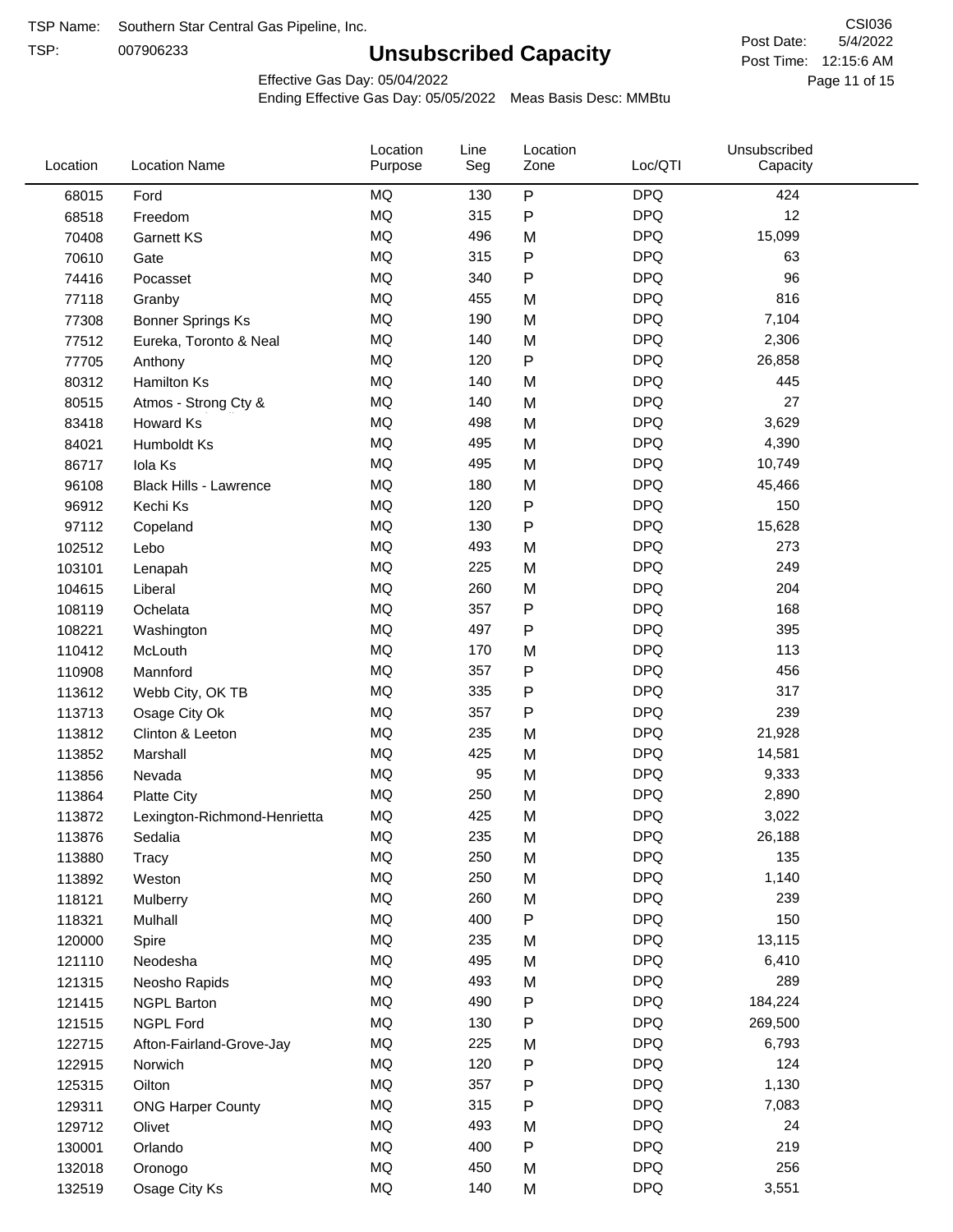TSP Name: Southern Star Central Gas Pipeline, Inc.

TSP: 007906233

# Unsubscribed Capacity

CSI036

Post Date: 5/4/2022

Post Time: 12:15:6 AM

Effective Gas Day: 05/04/2022

Ending Effective Gas Day: 05/05/2022 Meas Basis Desc: MMBtu

| Location | Location Name | Location Purpose | Line Seg | Location Zone | Loc/QTI | Unsubscribed Capacity |
|---|---|---|---|---|---|---|
| 68015 | Ford | MQ | 130 | P | DPQ | 424 |
| 68518 | Freedom | MQ | 315 | P | DPQ | 12 |
| 70408 | Garnett KS | MQ | 496 | M | DPQ | 15,099 |
| 70610 | Gate | MQ | 315 | P | DPQ | 63 |
| 74416 | Pocasset | MQ | 340 | P | DPQ | 96 |
| 77118 | Granby | MQ | 455 | M | DPQ | 816 |
| 77308 | Bonner Springs Ks | MQ | 190 | M | DPQ | 7,104 |
| 77512 | Eureka, Toronto & Neal | MQ | 140 | M | DPQ | 2,306 |
| 77705 | Anthony | MQ | 120 | P | DPQ | 26,858 |
| 80312 | Hamilton Ks | MQ | 140 | M | DPQ | 445 |
| 80515 | Atmos - Strong Cty & | MQ | 140 | M | DPQ | 27 |
| 83418 | Howard Ks | MQ | 498 | M | DPQ | 3,629 |
| 84021 | Humboldt Ks | MQ | 495 | M | DPQ | 4,390 |
| 86717 | Iola Ks | MQ | 495 | M | DPQ | 10,749 |
| 96108 | Black Hills - Lawrence | MQ | 180 | M | DPQ | 45,466 |
| 96912 | Kechi Ks | MQ | 120 | P | DPQ | 150 |
| 97112 | Copeland | MQ | 130 | P | DPQ | 15,628 |
| 102512 | Lebo | MQ | 493 | M | DPQ | 273 |
| 103101 | Lenapah | MQ | 225 | M | DPQ | 249 |
| 104615 | Liberal | MQ | 260 | M | DPQ | 204 |
| 108119 | Ochelata | MQ | 357 | P | DPQ | 168 |
| 108221 | Washington | MQ | 497 | P | DPQ | 395 |
| 110412 | McLouth | MQ | 170 | M | DPQ | 113 |
| 110908 | Mannford | MQ | 357 | P | DPQ | 456 |
| 113612 | Webb City, OK TB | MQ | 335 | P | DPQ | 317 |
| 113713 | Osage City Ok | MQ | 357 | P | DPQ | 239 |
| 113812 | Clinton & Leeton | MQ | 235 | M | DPQ | 21,928 |
| 113852 | Marshall | MQ | 425 | M | DPQ | 14,581 |
| 113856 | Nevada | MQ | 95 | M | DPQ | 9,333 |
| 113864 | Platte City | MQ | 250 | M | DPQ | 2,890 |
| 113872 | Lexington-Richmond-Henrietta | MQ | 425 | M | DPQ | 3,022 |
| 113876 | Sedalia | MQ | 235 | M | DPQ | 26,188 |
| 113880 | Tracy | MQ | 250 | M | DPQ | 135 |
| 113892 | Weston | MQ | 250 | M | DPQ | 1,140 |
| 118121 | Mulberry | MQ | 260 | M | DPQ | 239 |
| 118321 | Mulhall | MQ | 400 | P | DPQ | 150 |
| 120000 | Spire | MQ | 235 | M | DPQ | 13,115 |
| 121110 | Neodesha | MQ | 495 | M | DPQ | 6,410 |
| 121315 | Neosho Rapids | MQ | 493 | M | DPQ | 289 |
| 121415 | NGPL Barton | MQ | 490 | P | DPQ | 184,224 |
| 121515 | NGPL Ford | MQ | 130 | P | DPQ | 269,500 |
| 122715 | Afton-Fairland-Grove-Jay | MQ | 225 | M | DPQ | 6,793 |
| 122915 | Norwich | MQ | 120 | P | DPQ | 124 |
| 125315 | Oilton | MQ | 357 | P | DPQ | 1,130 |
| 129311 | ONG Harper County | MQ | 315 | P | DPQ | 7,083 |
| 129712 | Olivet | MQ | 493 | M | DPQ | 24 |
| 130001 | Orlando | MQ | 400 | P | DPQ | 219 |
| 132018 | Oronogo | MQ | 450 | M | DPQ | 256 |
| 132519 | Osage City Ks | MQ | 140 | M | DPQ | 3,551 |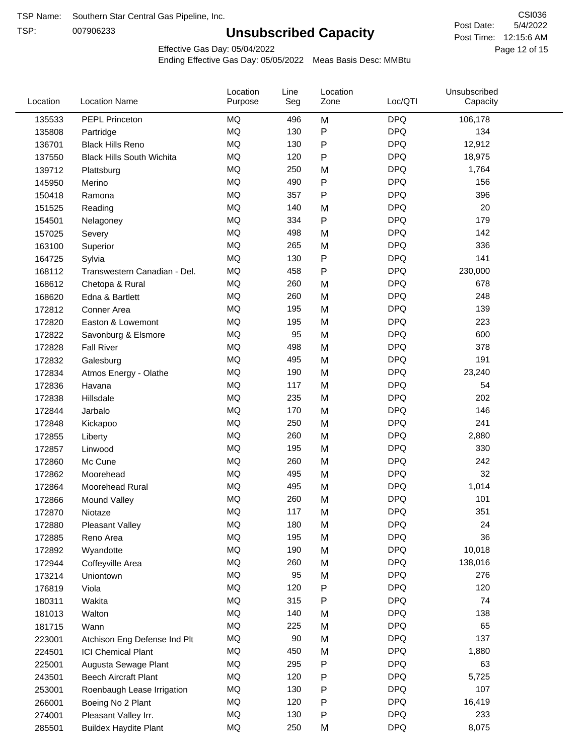TSP Name: Southern Star Central Gas Pipeline, Inc.
TSP: 007906233

# Unsubscribed Capacity

CSI036
Post Date: 5/4/2022
Post Time: 12:15:6 AM

Effective Gas Day: 05/04/2022
Ending Effective Gas Day: 05/05/2022 Meas Basis Desc: MMBtu

| Location | Location Name | Location Purpose | Line Seg | Location Zone | Loc/QTI | Unsubscribed Capacity |
|---|---|---|---|---|---|---|
| 135533 | PEPL Princeton | MQ | 496 | M | DPQ | 106,178 |
| 135808 | Partridge | MQ | 130 | P | DPQ | 134 |
| 136701 | Black Hills Reno | MQ | 130 | P | DPQ | 12,912 |
| 137550 | Black Hills South Wichita | MQ | 120 | P | DPQ | 18,975 |
| 139712 | Plattsburg | MQ | 250 | M | DPQ | 1,764 |
| 145950 | Merino | MQ | 490 | P | DPQ | 156 |
| 150418 | Ramona | MQ | 357 | P | DPQ | 396 |
| 151525 | Reading | MQ | 140 | M | DPQ | 20 |
| 154501 | Nelagoney | MQ | 334 | P | DPQ | 179 |
| 157025 | Severy | MQ | 498 | M | DPQ | 142 |
| 163100 | Superior | MQ | 265 | M | DPQ | 336 |
| 164725 | Sylvia | MQ | 130 | P | DPQ | 141 |
| 168112 | Transwestern Canadian - Del. | MQ | 458 | P | DPQ | 230,000 |
| 168612 | Chetopa & Rural | MQ | 260 | M | DPQ | 678 |
| 168620 | Edna & Bartlett | MQ | 260 | M | DPQ | 248 |
| 172812 | Conner Area | MQ | 195 | M | DPQ | 139 |
| 172820 | Easton & Lowemont | MQ | 195 | M | DPQ | 223 |
| 172822 | Savonburg & Elsmore | MQ | 95 | M | DPQ | 600 |
| 172828 | Fall River | MQ | 498 | M | DPQ | 378 |
| 172832 | Galesburg | MQ | 495 | M | DPQ | 191 |
| 172834 | Atmos Energy - Olathe | MQ | 190 | M | DPQ | 23,240 |
| 172836 | Havana | MQ | 117 | M | DPQ | 54 |
| 172838 | Hillsdale | MQ | 235 | M | DPQ | 202 |
| 172844 | Jarbalo | MQ | 170 | M | DPQ | 146 |
| 172848 | Kickapoo | MQ | 250 | M | DPQ | 241 |
| 172855 | Liberty | MQ | 260 | M | DPQ | 2,880 |
| 172857 | Linwood | MQ | 195 | M | DPQ | 330 |
| 172860 | Mc Cune | MQ | 260 | M | DPQ | 242 |
| 172862 | Moorehead | MQ | 495 | M | DPQ | 32 |
| 172864 | Moorehead Rural | MQ | 495 | M | DPQ | 1,014 |
| 172866 | Mound Valley | MQ | 260 | M | DPQ | 101 |
| 172870 | Niotaze | MQ | 117 | M | DPQ | 351 |
| 172880 | Pleasant Valley | MQ | 180 | M | DPQ | 24 |
| 172885 | Reno Area | MQ | 195 | M | DPQ | 36 |
| 172892 | Wyandotte | MQ | 190 | M | DPQ | 10,018 |
| 172944 | Coffeyville Area | MQ | 260 | M | DPQ | 138,016 |
| 173214 | Uniontown | MQ | 95 | M | DPQ | 276 |
| 176819 | Viola | MQ | 120 | P | DPQ | 120 |
| 180311 | Wakita | MQ | 315 | P | DPQ | 74 |
| 181013 | Walton | MQ | 140 | M | DPQ | 138 |
| 181715 | Wann | MQ | 225 | M | DPQ | 65 |
| 223001 | Atchison Eng Defense Ind Plt | MQ | 90 | M | DPQ | 137 |
| 224501 | ICI Chemical Plant | MQ | 450 | M | DPQ | 1,880 |
| 225001 | Augusta Sewage Plant | MQ | 295 | P | DPQ | 63 |
| 243501 | Beech Aircraft Plant | MQ | 120 | P | DPQ | 5,725 |
| 253001 | Roenbaugh Lease Irrigation | MQ | 130 | P | DPQ | 107 |
| 266001 | Boeing No 2 Plant | MQ | 120 | P | DPQ | 16,419 |
| 274001 | Pleasant Valley Irr. | MQ | 130 | P | DPQ | 233 |
| 285501 | Buildex Haydite Plant | MQ | 250 | M | DPQ | 8,075 |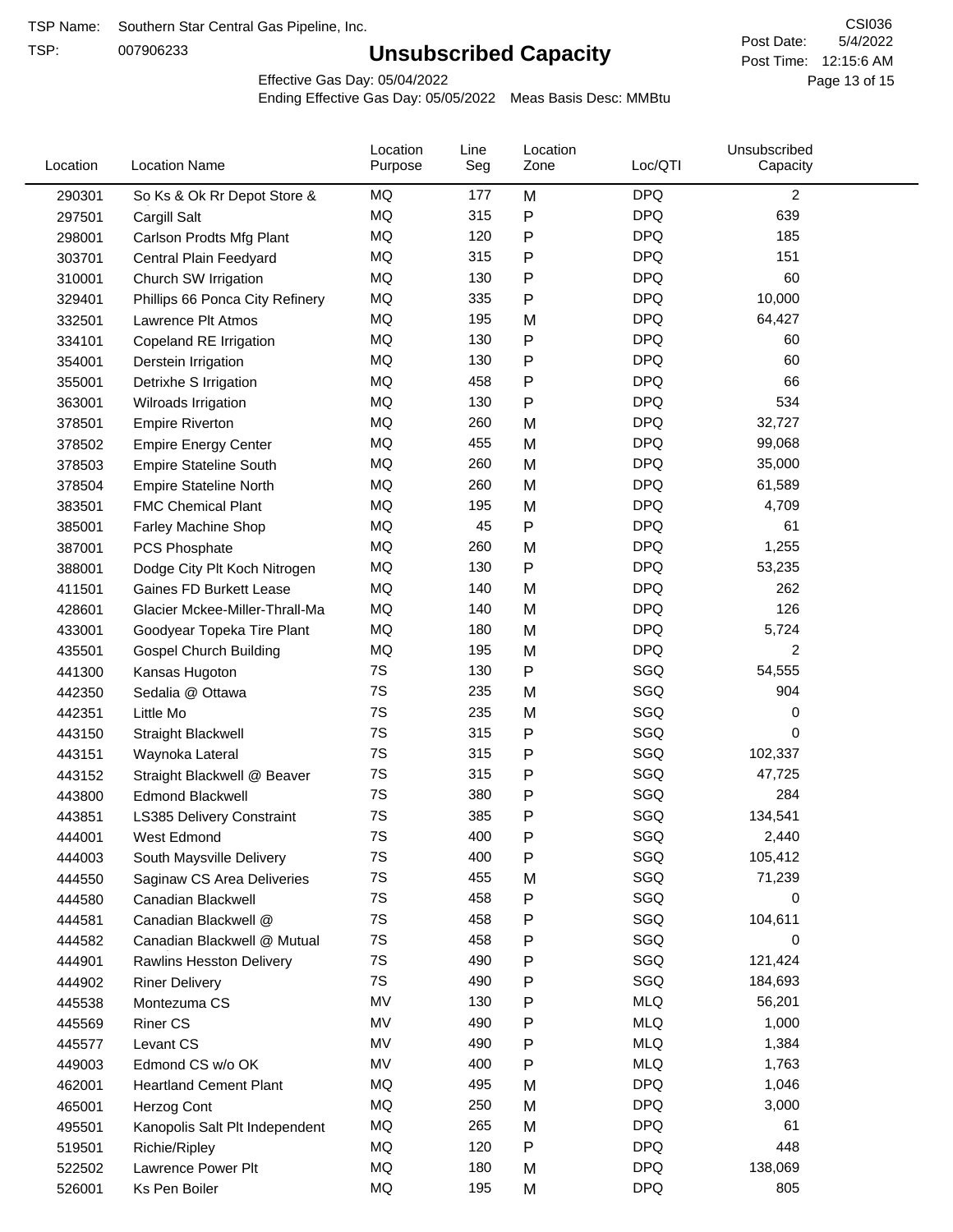TSP Name: Southern Star Central Gas Pipeline, Inc.

TSP: 007906233

# Unsubscribed Capacity

CSI036

Post Date: 5/4/2022

Post Time: 12:15:6 AM

Effective Gas Day: 05/04/2022

Ending Effective Gas Day: 05/05/2022 Meas Basis Desc: MMBtu

| Location | Location Name | Location Purpose | Line Seg | Location Zone | Loc/QTI | Unsubscribed Capacity |
|---|---|---|---|---|---|---|
| 290301 | So Ks & Ok Rr Depot Store & | MQ | 177 | M | DPQ | 2 |
| 297501 | Cargill Salt | MQ | 315 | P | DPQ | 639 |
| 298001 | Carlson Prodts Mfg Plant | MQ | 120 | P | DPQ | 185 |
| 303701 | Central Plain Feedyard | MQ | 315 | P | DPQ | 151 |
| 310001 | Church SW Irrigation | MQ | 130 | P | DPQ | 60 |
| 329401 | Phillips 66 Ponca City Refinery | MQ | 335 | P | DPQ | 10,000 |
| 332501 | Lawrence Plt Atmos | MQ | 195 | M | DPQ | 64,427 |
| 334101 | Copeland RE Irrigation | MQ | 130 | P | DPQ | 60 |
| 354001 | Derstein Irrigation | MQ | 130 | P | DPQ | 60 |
| 355001 | Detrixhe S Irrigation | MQ | 458 | P | DPQ | 66 |
| 363001 | Wilroads Irrigation | MQ | 130 | P | DPQ | 534 |
| 378501 | Empire Riverton | MQ | 260 | M | DPQ | 32,727 |
| 378502 | Empire Energy Center | MQ | 455 | M | DPQ | 99,068 |
| 378503 | Empire Stateline South | MQ | 260 | M | DPQ | 35,000 |
| 378504 | Empire Stateline North | MQ | 260 | M | DPQ | 61,589 |
| 383501 | FMC Chemical Plant | MQ | 195 | M | DPQ | 4,709 |
| 385001 | Farley Machine Shop | MQ | 45 | P | DPQ | 61 |
| 387001 | PCS Phosphate | MQ | 260 | M | DPQ | 1,255 |
| 388001 | Dodge City Plt Koch Nitrogen | MQ | 130 | P | DPQ | 53,235 |
| 411501 | Gaines FD Burkett Lease | MQ | 140 | M | DPQ | 262 |
| 428601 | Glacier Mckee-Miller-Thrall-Ma | MQ | 140 | M | DPQ | 126 |
| 433001 | Goodyear Topeka Tire Plant | MQ | 180 | M | DPQ | 5,724 |
| 435501 | Gospel Church Building | MQ | 195 | M | DPQ | 2 |
| 441300 | Kansas Hugoton | 7S | 130 | P | SGQ | 54,555 |
| 442350 | Sedalia @ Ottawa | 7S | 235 | M | SGQ | 904 |
| 442351 | Little Mo | 7S | 235 | M | SGQ | 0 |
| 443150 | Straight Blackwell | 7S | 315 | P | SGQ | 0 |
| 443151 | Waynoka Lateral | 7S | 315 | P | SGQ | 102,337 |
| 443152 | Straight Blackwell @ Beaver | 7S | 315 | P | SGQ | 47,725 |
| 443800 | Edmond Blackwell | 7S | 380 | P | SGQ | 284 |
| 443851 | LS385 Delivery Constraint | 7S | 385 | P | SGQ | 134,541 |
| 444001 | West Edmond | 7S | 400 | P | SGQ | 2,440 |
| 444003 | South Maysville Delivery | 7S | 400 | P | SGQ | 105,412 |
| 444550 | Saginaw CS Area Deliveries | 7S | 455 | M | SGQ | 71,239 |
| 444580 | Canadian Blackwell | 7S | 458 | P | SGQ | 0 |
| 444581 | Canadian Blackwell @ | 7S | 458 | P | SGQ | 104,611 |
| 444582 | Canadian Blackwell @ Mutual | 7S | 458 | P | SGQ | 0 |
| 444901 | Rawlins Hesston Delivery | 7S | 490 | P | SGQ | 121,424 |
| 444902 | Riner Delivery | 7S | 490 | P | SGQ | 184,693 |
| 445538 | Montezuma CS | MV | 130 | P | MLQ | 56,201 |
| 445569 | Riner CS | MV | 490 | P | MLQ | 1,000 |
| 445577 | Levant CS | MV | 490 | P | MLQ | 1,384 |
| 449003 | Edmond CS w/o OK | MV | 400 | P | MLQ | 1,763 |
| 462001 | Heartland Cement Plant | MQ | 495 | M | DPQ | 1,046 |
| 465001 | Herzog Cont | MQ | 250 | M | DPQ | 3,000 |
| 495501 | Kanopolis Salt Plt Independent | MQ | 265 | M | DPQ | 61 |
| 519501 | Richie/Ripley | MQ | 120 | P | DPQ | 448 |
| 522502 | Lawrence Power Plt | MQ | 180 | M | DPQ | 138,069 |
| 526001 | Ks Pen Boiler | MQ | 195 | M | DPQ | 805 |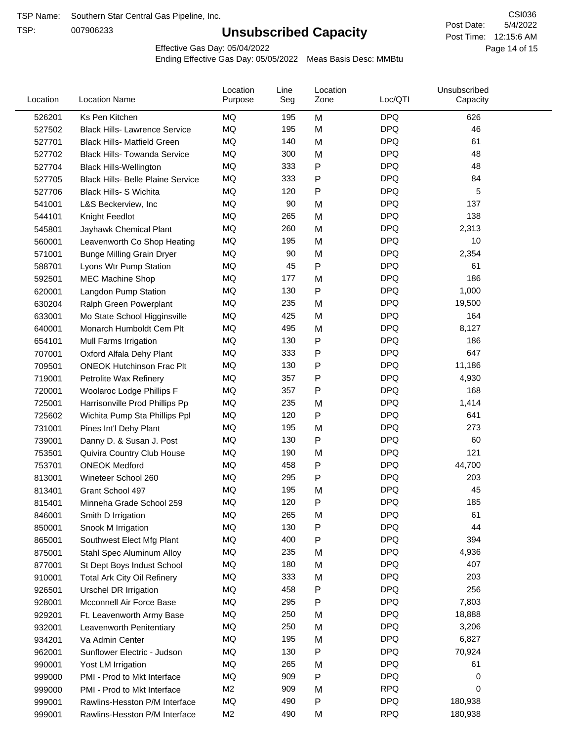TSP Name: Southern Star Central Gas Pipeline, Inc.

TSP: 007906233

# Unsubscribed Capacity

CSI036

Post Date: 5/4/2022

Post Time: 12:15:6 AM

Effective Gas Day: 05/04/2022

Ending Effective Gas Day: 05/05/2022 Meas Basis Desc: MMBtu

| Location | Location Name | Location Purpose | Line Seg | Location Zone | Loc/QTI | Unsubscribed Capacity |
|---|---|---|---|---|---|---|
| 526201 | Ks Pen Kitchen | MQ | 195 | M | DPQ | 626 |
| 527502 | Black Hills- Lawrence Service | MQ | 195 | M | DPQ | 46 |
| 527701 | Black Hills- Matfield Green | MQ | 140 | M | DPQ | 61 |
| 527702 | Black Hills- Towanda Service | MQ | 300 | M | DPQ | 48 |
| 527704 | Black Hills-Wellington | MQ | 333 | P | DPQ | 48 |
| 527705 | Black Hills- Belle Plaine Service | MQ | 333 | P | DPQ | 84 |
| 527706 | Black Hills- S Wichita | MQ | 120 | P | DPQ | 5 |
| 541001 | L&S Beckerview, Inc | MQ | 90 | M | DPQ | 137 |
| 544101 | Knight Feedlot | MQ | 265 | M | DPQ | 138 |
| 545801 | Jayhawk Chemical Plant | MQ | 260 | M | DPQ | 2,313 |
| 560001 | Leavenworth Co Shop Heating | MQ | 195 | M | DPQ | 10 |
| 571001 | Bunge Milling Grain Dryer | MQ | 90 | M | DPQ | 2,354 |
| 588701 | Lyons Wtr Pump Station | MQ | 45 | P | DPQ | 61 |
| 592501 | MEC Machine Shop | MQ | 177 | M | DPQ | 186 |
| 620001 | Langdon Pump Station | MQ | 130 | P | DPQ | 1,000 |
| 630204 | Ralph Green Powerplant | MQ | 235 | M | DPQ | 19,500 |
| 633001 | Mo State School Higginsville | MQ | 425 | M | DPQ | 164 |
| 640001 | Monarch Humboldt Cem Plt | MQ | 495 | M | DPQ | 8,127 |
| 654101 | Mull Farms Irrigation | MQ | 130 | P | DPQ | 186 |
| 707001 | Oxford Alfala Dehy Plant | MQ | 333 | P | DPQ | 647 |
| 709501 | ONEOK Hutchinson Frac Plt | MQ | 130 | P | DPQ | 11,186 |
| 719001 | Petrolite Wax Refinery | MQ | 357 | P | DPQ | 4,930 |
| 720001 | Woolaroc Lodge Phillips F | MQ | 357 | P | DPQ | 168 |
| 725001 | Harrisonville Prod Phillips Pp | MQ | 235 | M | DPQ | 1,414 |
| 725602 | Wichita Pump Sta Phillips Ppl | MQ | 120 | P | DPQ | 641 |
| 731001 | Pines Int'l Dehy Plant | MQ | 195 | M | DPQ | 273 |
| 739001 | Danny D. & Susan J. Post | MQ | 130 | P | DPQ | 60 |
| 753501 | Quivira Country Club House | MQ | 190 | M | DPQ | 121 |
| 753701 | ONEOK Medford | MQ | 458 | P | DPQ | 44,700 |
| 813001 | Wineteer School 260 | MQ | 295 | P | DPQ | 203 |
| 813401 | Grant School 497 | MQ | 195 | M | DPQ | 45 |
| 815401 | Minneha Grade School 259 | MQ | 120 | P | DPQ | 185 |
| 846001 | Smith D Irrigation | MQ | 265 | M | DPQ | 61 |
| 850001 | Snook M Irrigation | MQ | 130 | P | DPQ | 44 |
| 865001 | Southwest Elect Mfg Plant | MQ | 400 | P | DPQ | 394 |
| 875001 | Stahl Spec Aluminum Alloy | MQ | 235 | M | DPQ | 4,936 |
| 877001 | St Dept Boys Indust School | MQ | 180 | M | DPQ | 407 |
| 910001 | Total Ark City Oil Refinery | MQ | 333 | M | DPQ | 203 |
| 926501 | Urschel DR Irrigation | MQ | 458 | P | DPQ | 256 |
| 928001 | Mcconnell Air Force Base | MQ | 295 | P | DPQ | 7,803 |
| 929201 | Ft. Leavenworth Army Base | MQ | 250 | M | DPQ | 18,888 |
| 932001 | Leavenworth Penitentiary | MQ | 250 | M | DPQ | 3,206 |
| 934201 | Va Admin Center | MQ | 195 | M | DPQ | 6,827 |
| 962001 | Sunflower Electric - Judson | MQ | 130 | P | DPQ | 70,924 |
| 990001 | Yost LM Irrigation | MQ | 265 | M | DPQ | 61 |
| 999000 | PMI - Prod to Mkt Interface | MQ | 909 | P | DPQ | 0 |
| 999000 | PMI - Prod to Mkt Interface | M2 | 909 | M | RPQ | 0 |
| 999001 | Rawlins-Hesston P/M Interface | MQ | 490 | P | DPQ | 180,938 |
| 999001 | Rawlins-Hesston P/M Interface | M2 | 490 | M | RPQ | 180,938 |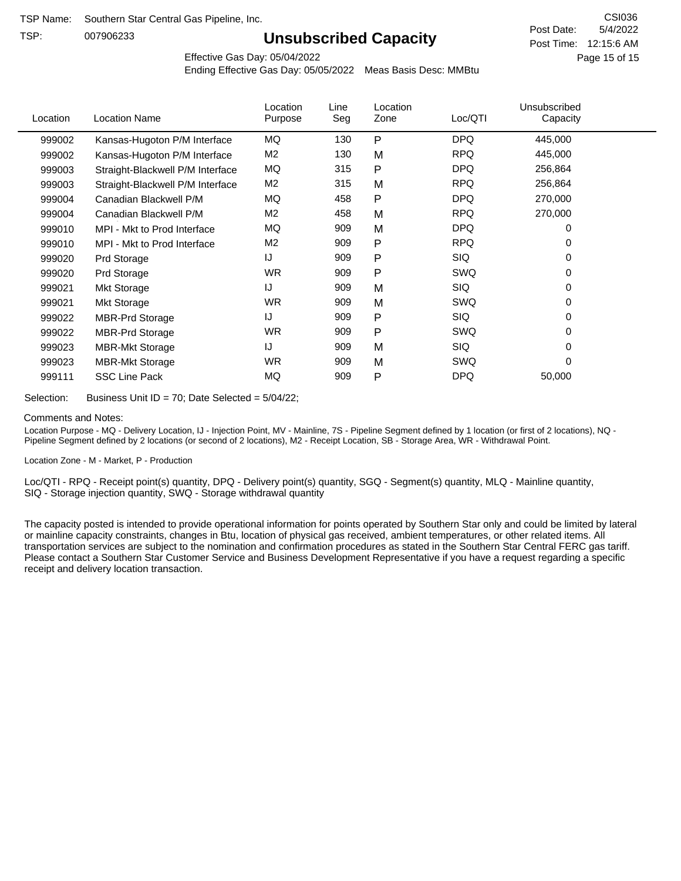TSP Name: Southern Star Central Gas Pipeline, Inc.

TSP: 007906233

# Unsubscribed Capacity

CSI036

Post Date: 5/4/2022

Post Time: 12:15:6 AM

Effective Gas Day: 05/04/2022

Ending Effective Gas Day: 05/05/2022 Meas Basis Desc: MMBtu

| Location | Location Name | Location Purpose | Line Seg | Location Zone | Loc/QTI | Unsubscribed Capacity |
|---|---|---|---|---|---|---|
| 999002 | Kansas-Hugoton P/M Interface | MQ | 130 | P | DPQ | 445,000 |
| 999002 | Kansas-Hugoton P/M Interface | M2 | 130 | M | RPQ | 445,000 |
| 999003 | Straight-Blackwell P/M Interface | MQ | 315 | P | DPQ | 256,864 |
| 999003 | Straight-Blackwell P/M Interface | M2 | 315 | M | RPQ | 256,864 |
| 999004 | Canadian Blackwell P/M | MQ | 458 | P | DPQ | 270,000 |
| 999004 | Canadian Blackwell P/M | M2 | 458 | M | RPQ | 270,000 |
| 999010 | MPI - Mkt to Prod Interface | MQ | 909 | M | DPQ | 0 |
| 999010 | MPI - Mkt to Prod Interface | M2 | 909 | P | RPQ | 0 |
| 999020 | Prd Storage | IJ | 909 | P | SIQ | 0 |
| 999020 | Prd Storage | WR | 909 | P | SWQ | 0 |
| 999021 | Mkt Storage | IJ | 909 | M | SIQ | 0 |
| 999021 | Mkt Storage | WR | 909 | M | SWQ | 0 |
| 999022 | MBR-Prd Storage | IJ | 909 | P | SIQ | 0 |
| 999022 | MBR-Prd Storage | WR | 909 | P | SWQ | 0 |
| 999023 | MBR-Mkt Storage | IJ | 909 | M | SIQ | 0 |
| 999023 | MBR-Mkt Storage | WR | 909 | M | SWQ | 0 |
| 999111 | SSC Line Pack | MQ | 909 | P | DPQ | 50,000 |

Selection: Business Unit ID = 70; Date Selected = 5/04/22;

Comments and Notes:

Location Purpose - MQ - Delivery Location, IJ - Injection Point, MV - Mainline, 7S - Pipeline Segment defined by 1 location (or first of 2 locations), NQ - Pipeline Segment defined by 2 locations (or second of 2 locations), M2 - Receipt Location, SB - Storage Area, WR - Withdrawal Point.

Location Zone - M - Market, P - Production

Loc/QTI - RPQ - Receipt point(s) quantity, DPQ - Delivery point(s) quantity, SGQ - Segment(s) quantity, MLQ - Mainline quantity, SIQ - Storage injection quantity, SWQ - Storage withdrawal quantity

The capacity posted is intended to provide operational information for points operated by Southern Star only and could be limited by lateral or mainline capacity constraints, changes in Btu, location of physical gas received, ambient temperatures, or other related items. All transportation services are subject to the nomination and confirmation procedures as stated in the Southern Star Central FERC gas tariff. Please contact a Southern Star Customer Service and Business Development Representative if you have a request regarding a specific receipt and delivery location transaction.